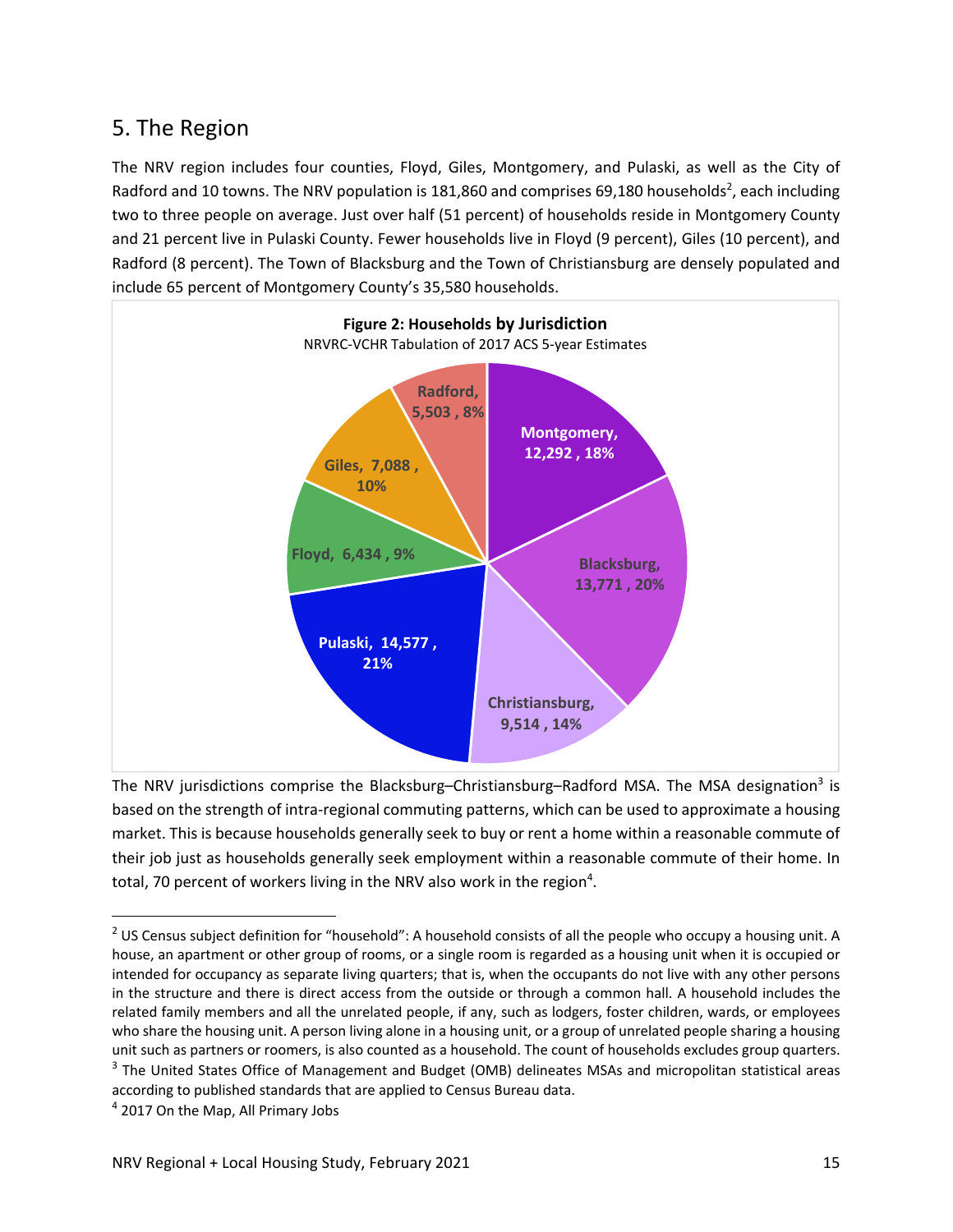## 5. The Region

The NRV region includes four counties, Floyd, Giles, Montgomery, and Pulaski, as well as the City of Radford and 10 towns. The NRV population is 181,860 and comprises 69,180 households[2], each including two to three people on average. Just over half (51 percent) of households reside in Montgomery County and 21 percent live in Pulaski County. Fewer households live in Floyd (9 percent), Giles (10 percent), and Radford (8 percent). The Town of Blacksburg and the Town of Christiansburg are densely populated and include 65 percent of Montgomery County's 35,580 households.

**Figure 2: Households by Jurisdiction**
NRVRC-VCHR Tabulation of 2017 ACS 5-year Estimates

| Jurisdiction | Households | Percent |
|---|---|---|
| Montgomery | 12,292 | 18% |
| Blacksburg | 13,771 | 20% |
| Christiansburg | 9,514 | 14% |
| Pulaski | 14,577 | 21% |
| Floyd | 6,434 | 9% |
| Giles | 7,088 | 10% |
| Radford | 5,503 | 8% |

The NRV jurisdictions comprise the Blacksburg–Christiansburg–Radford MSA. The MSA designation[3] is based on the strength of intra-regional commuting patterns, which can be used to approximate a housing market. This is because households generally seek to buy or rent a home within a reasonable commute of their job just as households generally seek employment within a reasonable commute of their home. In total, 70 percent of workers living in the NRV also work in the region[4].

---

[2] US Census subject definition for "household": A household consists of all the people who occupy a housing unit. A house, an apartment or other group of rooms, or a single room is regarded as a housing unit when it is occupied or intended for occupancy as separate living quarters; that is, when the occupants do not live with any other persons in the structure and there is direct access from the outside or through a common hall. A household includes the related family members and all the unrelated people, if any, such as lodgers, foster children, wards, or employees who share the housing unit. A person living alone in a housing unit, or a group of unrelated people sharing a housing unit such as partners or roomers, is also counted as a household. The count of households excludes group quarters.

[3] The United States Office of Management and Budget (OMB) delineates MSAs and micropolitan statistical areas according to published standards that are applied to Census Bureau data.

[4] 2017 On the Map, All Primary Jobs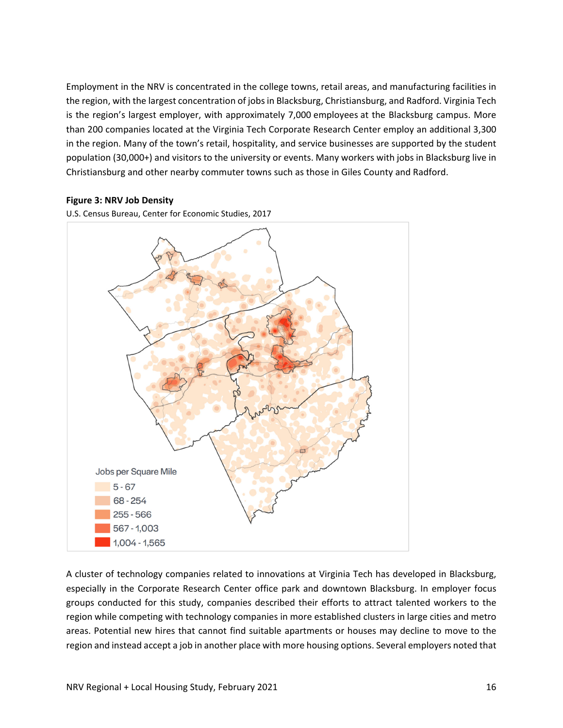Employment in the NRV is concentrated in the college towns, retail areas, and manufacturing facilities in the region, with the largest concentration of jobs in Blacksburg, Christiansburg, and Radford. Virginia Tech is the region's largest employer, with approximately 7,000 employees at the Blacksburg campus. More than 200 companies located at the Virginia Tech Corporate Research Center employ an additional 3,300 in the region. Many of the town's retail, hospitality, and service businesses are supported by the student population (30,000+) and visitors to the university or events. Many workers with jobs in Blacksburg live in Christiansburg and other nearby commuter towns such as those in Giles County and Radford.

**Figure 3: NRV Job Density**

U.S. Census Bureau, Center for Economic Studies, 2017

Jobs per Square Mile
- 5 - 67
- 68 - 254
- 255 - 566
- 567 - 1,003
- 1,004 - 1,565

A cluster of technology companies related to innovations at Virginia Tech has developed in Blacksburg, especially in the Corporate Research Center office park and downtown Blacksburg. In employer focus groups conducted for this study, companies described their efforts to attract talented workers to the region while competing with technology companies in more established clusters in large cities and metro areas. Potential new hires that cannot find suitable apartments or houses may decline to move to the region and instead accept a job in another place with more housing options. Several employers noted that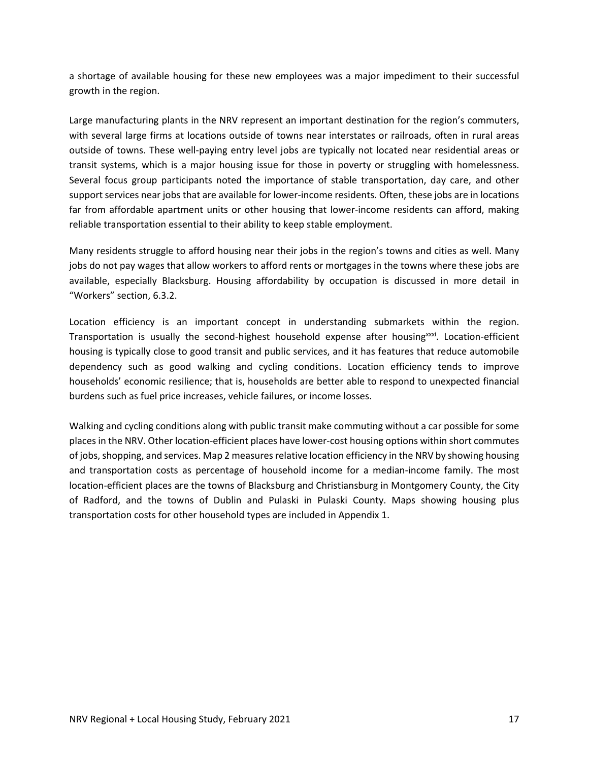a shortage of available housing for these new employees was a major impediment to their successful growth in the region.

Large manufacturing plants in the NRV represent an important destination for the region's commuters, with several large firms at locations outside of towns near interstates or railroads, often in rural areas outside of towns. These well-paying entry level jobs are typically not located near residential areas or transit systems, which is a major housing issue for those in poverty or struggling with homelessness. Several focus group participants noted the importance of stable transportation, day care, and other support services near jobs that are available for lower-income residents. Often, these jobs are in locations far from affordable apartment units or other housing that lower-income residents can afford, making reliable transportation essential to their ability to keep stable employment.

Many residents struggle to afford housing near their jobs in the region's towns and cities as well. Many jobs do not pay wages that allow workers to afford rents or mortgages in the towns where these jobs are available, especially Blacksburg. Housing affordability by occupation is discussed in more detail in "Workers" section, 6.3.2.

Location efficiency is an important concept in understanding submarkets within the region. Transportation is usually the second-highest household expense after housing[xxxi]. Location-efficient housing is typically close to good transit and public services, and it has features that reduce automobile dependency such as good walking and cycling conditions. Location efficiency tends to improve households' economic resilience; that is, households are better able to respond to unexpected financial burdens such as fuel price increases, vehicle failures, or income losses.

Walking and cycling conditions along with public transit make commuting without a car possible for some places in the NRV. Other location-efficient places have lower-cost housing options within short commutes of jobs, shopping, and services. Map 2 measures relative location efficiency in the NRV by showing housing and transportation costs as percentage of household income for a median-income family. The most location-efficient places are the towns of Blacksburg and Christiansburg in Montgomery County, the City of Radford, and the towns of Dublin and Pulaski in Pulaski County. Maps showing housing plus transportation costs for other household types are included in Appendix 1.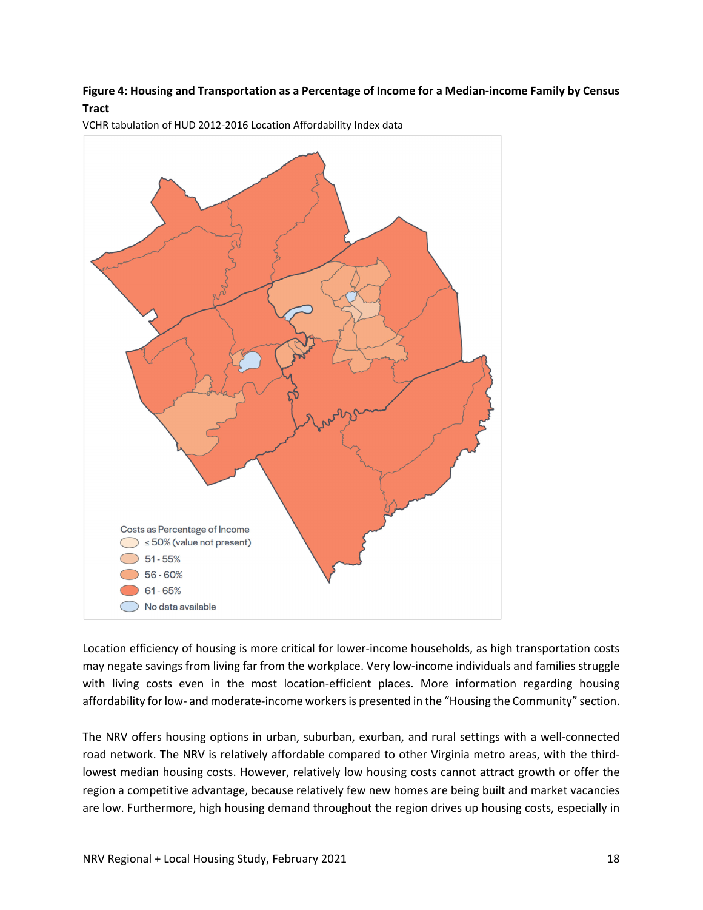**Figure 4: Housing and Transportation as a Percentage of Income for a Median-income Family by Census Tract**

VCHR tabulation of HUD 2012-2016 Location Affordability Index data

Location efficiency of housing is more critical for lower-income households, as high transportation costs may negate savings from living far from the workplace. Very low-income individuals and families struggle with living costs even in the most location-efficient places. More information regarding housing affordability for low- and moderate-income workers is presented in the "Housing the Community" section.

The NRV offers housing options in urban, suburban, exurban, and rural settings with a well-connected road network. The NRV is relatively affordable compared to other Virginia metro areas, with the third-lowest median housing costs. However, relatively low housing costs cannot attract growth or offer the region a competitive advantage, because relatively few new homes are being built and market vacancies are low. Furthermore, high housing demand throughout the region drives up housing costs, especially in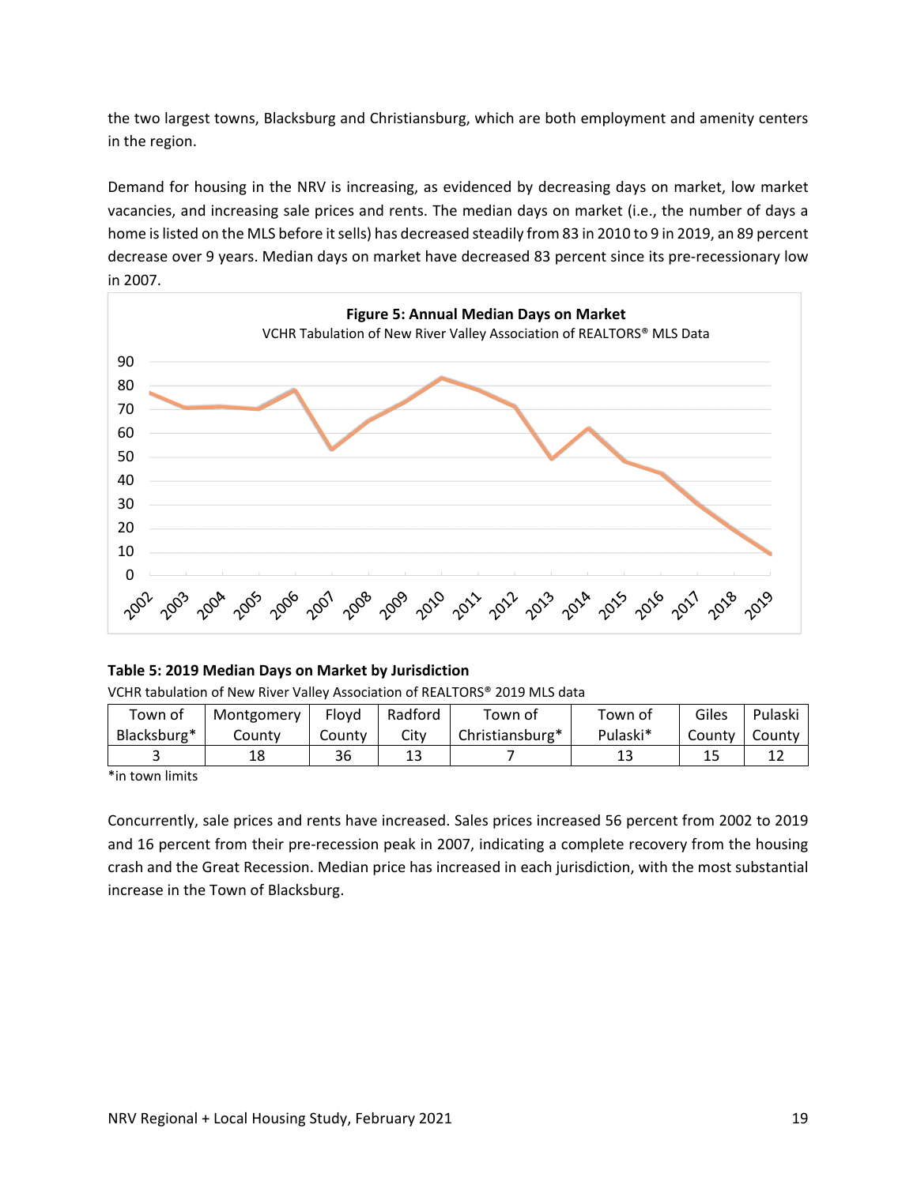the two largest towns, Blacksburg and Christiansburg, which are both employment and amenity centers in the region.

Demand for housing in the NRV is increasing, as evidenced by decreasing days on market, low market vacancies, and increasing sale prices and rents. The median days on market (i.e., the number of days a home is listed on the MLS before it sells) has decreased steadily from 83 in 2010 to 9 in 2019, an 89 percent decrease over 9 years. Median days on market have decreased 83 percent since its pre-recessionary low in 2007.

**Figure 5: Annual Median Days on Market**

VCHR Tabulation of New River Valley Association of REALTORS® MLS Data

**Table 5: 2019 Median Days on Market by Jurisdiction**

VCHR tabulation of New River Valley Association of REALTORS® 2019 MLS data

| Town of Blacksburg* | Montgomery County | Floyd County | Radford City | Town of Christiansburg* | Town of Pulaski* | Giles County | Pulaski County |
|---|---|---|---|---|---|---|---|
| 3 | 18 | 36 | 13 | 7 | 13 | 15 | 12 |

*in town limits

Concurrently, sale prices and rents have increased. Sales prices increased 56 percent from 2002 to 2019 and 16 percent from their pre-recession peak in 2007, indicating a complete recovery from the housing crash and the Great Recession. Median price has increased in each jurisdiction, with the most substantial increase in the Town of Blacksburg.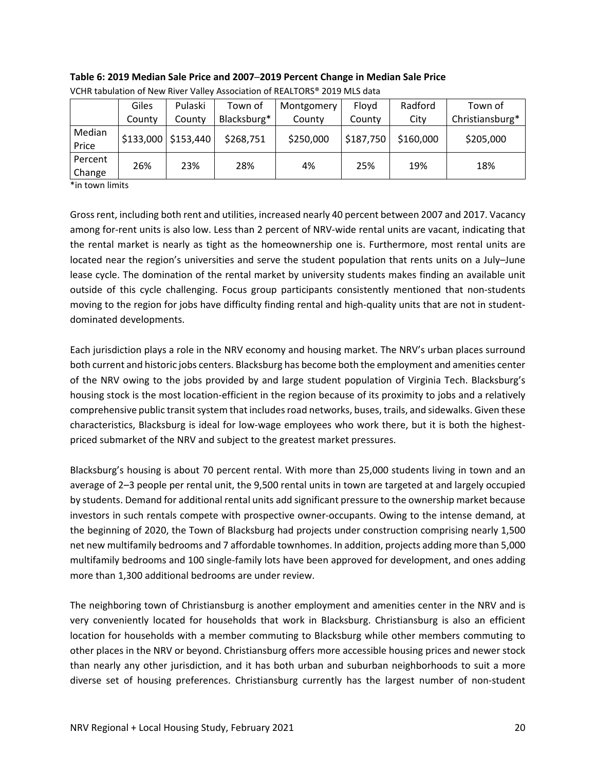**Table 6: 2019 Median Sale Price and 2007–2019 Percent Change in Median Sale Price**

VCHR tabulation of New River Valley Association of REALTORS® 2019 MLS data

| | Giles County | Pulaski County | Town of Blacksburg* | Montgomery County | Floyd County | Radford City | Town of Christiansburg* |
|---|---|---|---|---|---|---|---|
| Median Price | $133,000 | $153,440 | $268,751 | $250,000 | $187,750 | $160,000 | $205,000 |
| Percent Change | 26% | 23% | 28% | 4% | 25% | 19% | 18% |

*in town limits

Gross rent, including both rent and utilities, increased nearly 40 percent between 2007 and 2017. Vacancy among for-rent units is also low. Less than 2 percent of NRV-wide rental units are vacant, indicating that the rental market is nearly as tight as the homeownership one is. Furthermore, most rental units are located near the region's universities and serve the student population that rents units on a July–June lease cycle. The domination of the rental market by university students makes finding an available unit outside of this cycle challenging. Focus group participants consistently mentioned that non-students moving to the region for jobs have difficulty finding rental and high-quality units that are not in student-dominated developments.

Each jurisdiction plays a role in the NRV economy and housing market. The NRV's urban places surround both current and historic jobs centers. Blacksburg has become both the employment and amenities center of the NRV owing to the jobs provided by and large student population of Virginia Tech. Blacksburg's housing stock is the most location-efficient in the region because of its proximity to jobs and a relatively comprehensive public transit system that includes road networks, buses, trails, and sidewalks. Given these characteristics, Blacksburg is ideal for low-wage employees who work there, but it is both the highest-priced submarket of the NRV and subject to the greatest market pressures.

Blacksburg's housing is about 70 percent rental. With more than 25,000 students living in town and an average of 2–3 people per rental unit, the 9,500 rental units in town are targeted at and largely occupied by students. Demand for additional rental units add significant pressure to the ownership market because investors in such rentals compete with prospective owner-occupants. Owing to the intense demand, at the beginning of 2020, the Town of Blacksburg had projects under construction comprising nearly 1,500 net new multifamily bedrooms and 7 affordable townhomes. In addition, projects adding more than 5,000 multifamily bedrooms and 100 single-family lots have been approved for development, and ones adding more than 1,300 additional bedrooms are under review.

The neighboring town of Christiansburg is another employment and amenities center in the NRV and is very conveniently located for households that work in Blacksburg. Christiansburg is also an efficient location for households with a member commuting to Blacksburg while other members commuting to other places in the NRV or beyond. Christiansburg offers more accessible housing prices and newer stock than nearly any other jurisdiction, and it has both urban and suburban neighborhoods to suit a more diverse set of housing preferences. Christiansburg currently has the largest number of non-student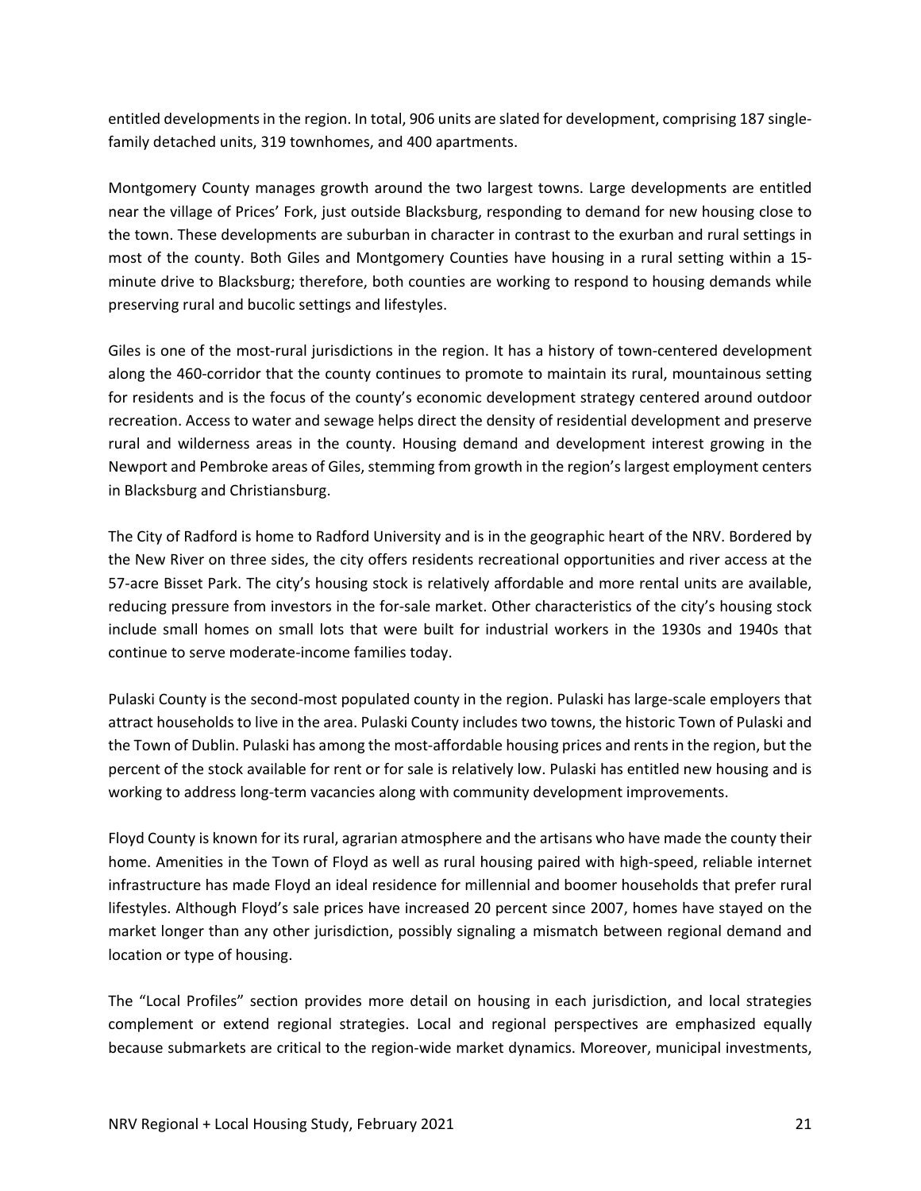entitled developments in the region. In total, 906 units are slated for development, comprising 187 single-family detached units, 319 townhomes, and 400 apartments.

Montgomery County manages growth around the two largest towns. Large developments are entitled near the village of Prices' Fork, just outside Blacksburg, responding to demand for new housing close to the town. These developments are suburban in character in contrast to the exurban and rural settings in most of the county. Both Giles and Montgomery Counties have housing in a rural setting within a 15-minute drive to Blacksburg; therefore, both counties are working to respond to housing demands while preserving rural and bucolic settings and lifestyles.

Giles is one of the most-rural jurisdictions in the region. It has a history of town-centered development along the 460-corridor that the county continues to promote to maintain its rural, mountainous setting for residents and is the focus of the county's economic development strategy centered around outdoor recreation. Access to water and sewage helps direct the density of residential development and preserve rural and wilderness areas in the county. Housing demand and development interest growing in the Newport and Pembroke areas of Giles, stemming from growth in the region's largest employment centers in Blacksburg and Christiansburg.

The City of Radford is home to Radford University and is in the geographic heart of the NRV. Bordered by the New River on three sides, the city offers residents recreational opportunities and river access at the 57-acre Bisset Park. The city's housing stock is relatively affordable and more rental units are available, reducing pressure from investors in the for-sale market. Other characteristics of the city's housing stock include small homes on small lots that were built for industrial workers in the 1930s and 1940s that continue to serve moderate-income families today.

Pulaski County is the second-most populated county in the region. Pulaski has large-scale employers that attract households to live in the area. Pulaski County includes two towns, the historic Town of Pulaski and the Town of Dublin. Pulaski has among the most-affordable housing prices and rents in the region, but the percent of the stock available for rent or for sale is relatively low. Pulaski has entitled new housing and is working to address long-term vacancies along with community development improvements.

Floyd County is known for its rural, agrarian atmosphere and the artisans who have made the county their home. Amenities in the Town of Floyd as well as rural housing paired with high-speed, reliable internet infrastructure has made Floyd an ideal residence for millennial and boomer households that prefer rural lifestyles. Although Floyd's sale prices have increased 20 percent since 2007, homes have stayed on the market longer than any other jurisdiction, possibly signaling a mismatch between regional demand and location or type of housing.

The "Local Profiles" section provides more detail on housing in each jurisdiction, and local strategies complement or extend regional strategies. Local and regional perspectives are emphasized equally because submarkets are critical to the region-wide market dynamics. Moreover, municipal investments,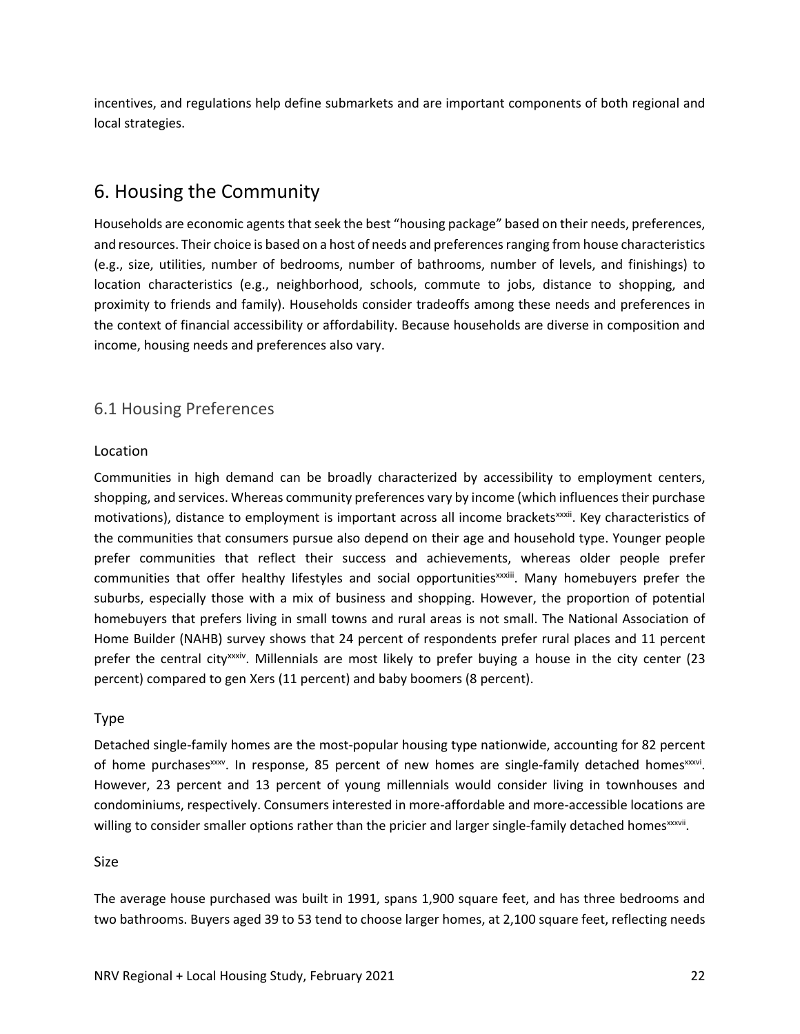incentives, and regulations help define submarkets and are important components of both regional and local strategies.

# 6. Housing the Community

Households are economic agents that seek the best "housing package" based on their needs, preferences, and resources. Their choice is based on a host of needs and preferences ranging from house characteristics (e.g., size, utilities, number of bedrooms, number of bathrooms, number of levels, and finishings) to location characteristics (e.g., neighborhood, schools, commute to jobs, distance to shopping, and proximity to friends and family). Households consider tradeoffs among these needs and preferences in the context of financial accessibility or affordability. Because households are diverse in composition and income, housing needs and preferences also vary.

## 6.1 Housing Preferences

### Location

Communities in high demand can be broadly characterized by accessibility to employment centers, shopping, and services. Whereas community preferences vary by income (which influences their purchase motivations), distance to employment is important across all income brackets[xxxii]. Key characteristics of the communities that consumers pursue also depend on their age and household type. Younger people prefer communities that reflect their success and achievements, whereas older people prefer communities that offer healthy lifestyles and social opportunities[xxxiii]. Many homebuyers prefer the suburbs, especially those with a mix of business and shopping. However, the proportion of potential homebuyers that prefers living in small towns and rural areas is not small. The National Association of Home Builder (NAHB) survey shows that 24 percent of respondents prefer rural places and 11 percent prefer the central city[xxxiv]. Millennials are most likely to prefer buying a house in the city center (23 percent) compared to gen Xers (11 percent) and baby boomers (8 percent).

### Type

Detached single-family homes are the most-popular housing type nationwide, accounting for 82 percent of home purchases[xxxv]. In response, 85 percent of new homes are single-family detached homes[xxxvi]. However, 23 percent and 13 percent of young millennials would consider living in townhouses and condominiums, respectively. Consumers interested in more-affordable and more-accessible locations are willing to consider smaller options rather than the pricier and larger single-family detached homes[xxxvii].

### Size

The average house purchased was built in 1991, spans 1,900 square feet, and has three bedrooms and two bathrooms. Buyers aged 39 to 53 tend to choose larger homes, at 2,100 square feet, reflecting needs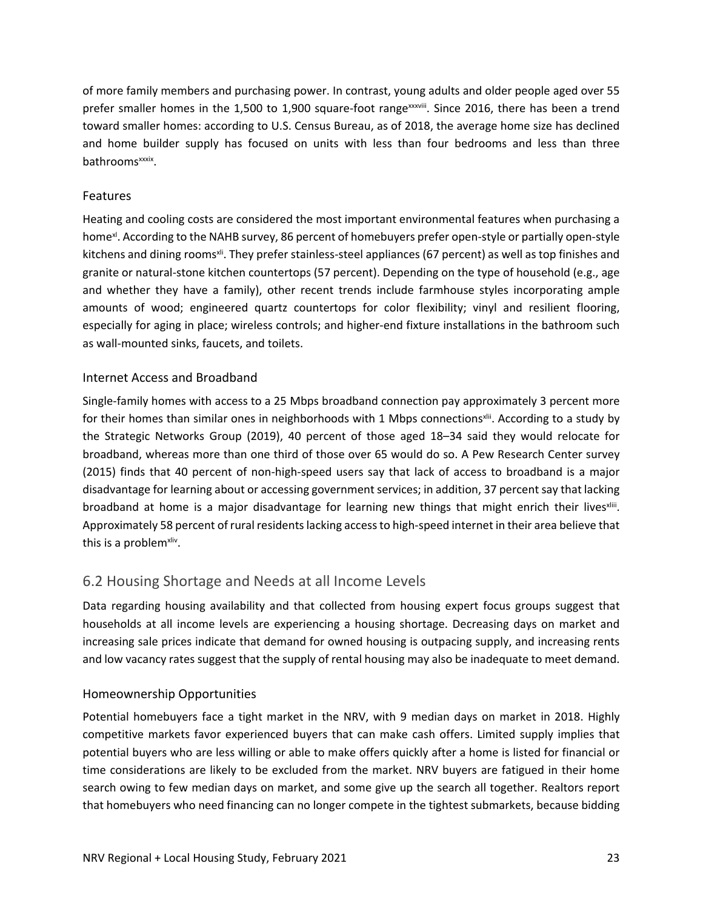of more family members and purchasing power. In contrast, young adults and older people aged over 55 prefer smaller homes in the 1,500 to 1,900 square-foot range[xxxviii]. Since 2016, there has been a trend toward smaller homes: according to U.S. Census Bureau, as of 2018, the average home size has declined and home builder supply has focused on units with less than four bedrooms and less than three bathrooms[xxxix].

### Features

Heating and cooling costs are considered the most important environmental features when purchasing a home[xl]. According to the NAHB survey, 86 percent of homebuyers prefer open-style or partially open-style kitchens and dining rooms[xli]. They prefer stainless-steel appliances (67 percent) as well as top finishes and granite or natural-stone kitchen countertops (57 percent). Depending on the type of household (e.g., age and whether they have a family), other recent trends include farmhouse styles incorporating ample amounts of wood; engineered quartz countertops for color flexibility; vinyl and resilient flooring, especially for aging in place; wireless controls; and higher-end fixture installations in the bathroom such as wall-mounted sinks, faucets, and toilets.

### Internet Access and Broadband

Single-family homes with access to a 25 Mbps broadband connection pay approximately 3 percent more for their homes than similar ones in neighborhoods with 1 Mbps connections[xlii]. According to a study by the Strategic Networks Group (2019), 40 percent of those aged 18–34 said they would relocate for broadband, whereas more than one third of those over 65 would do so. A Pew Research Center survey (2015) finds that 40 percent of non-high-speed users say that lack of access to broadband is a major disadvantage for learning about or accessing government services; in addition, 37 percent say that lacking broadband at home is a major disadvantage for learning new things that might enrich their lives[xliii]. Approximately 58 percent of rural residents lacking access to high-speed internet in their area believe that this is a problem[xliv].

## 6.2 Housing Shortage and Needs at all Income Levels

Data regarding housing availability and that collected from housing expert focus groups suggest that households at all income levels are experiencing a housing shortage. Decreasing days on market and increasing sale prices indicate that demand for owned housing is outpacing supply, and increasing rents and low vacancy rates suggest that the supply of rental housing may also be inadequate to meet demand.

### Homeownership Opportunities

Potential homebuyers face a tight market in the NRV, with 9 median days on market in 2018. Highly competitive markets favor experienced buyers that can make cash offers. Limited supply implies that potential buyers who are less willing or able to make offers quickly after a home is listed for financial or time considerations are likely to be excluded from the market. NRV buyers are fatigued in their home search owing to few median days on market, and some give up the search all together. Realtors report that homebuyers who need financing can no longer compete in the tightest submarkets, because bidding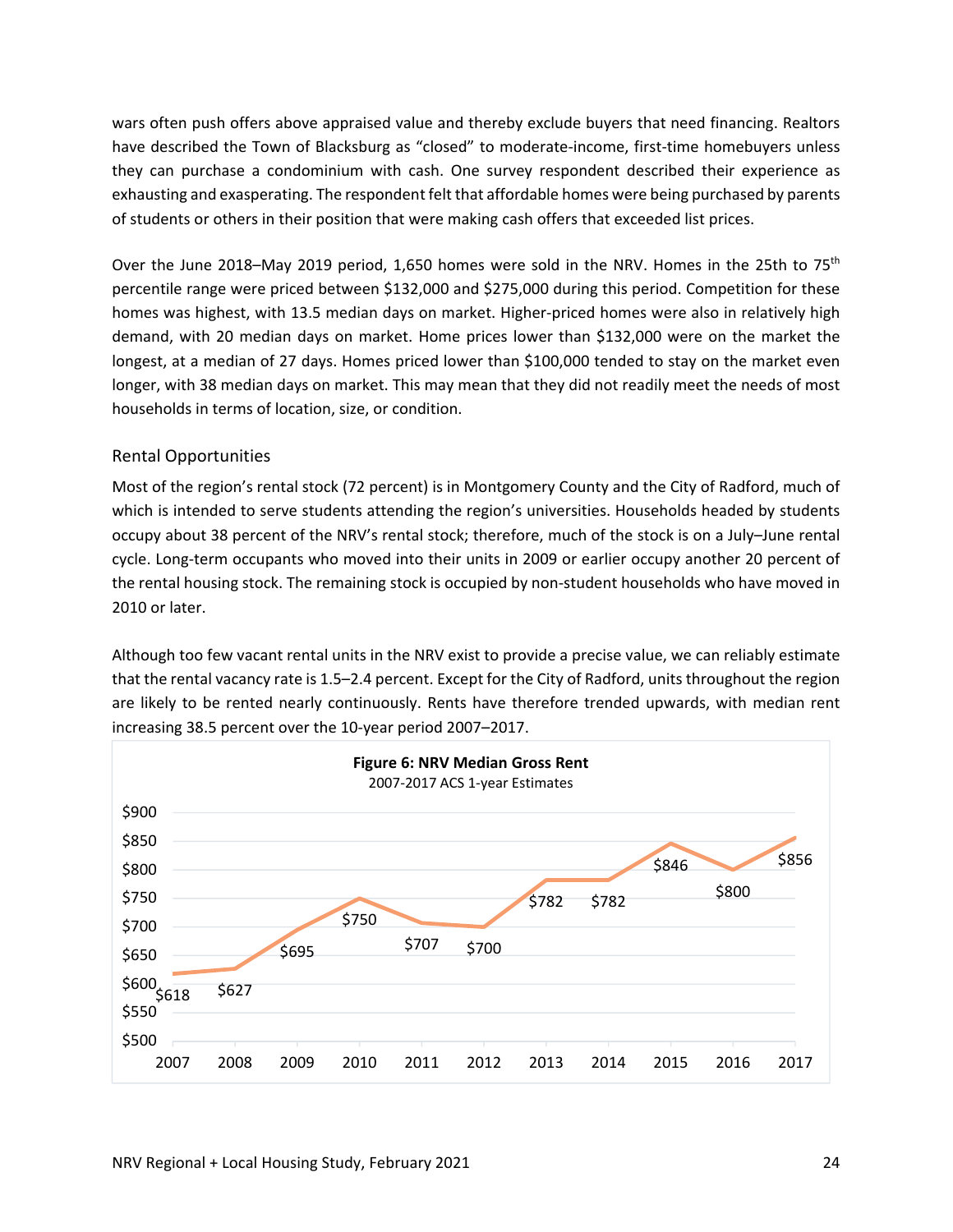wars often push offers above appraised value and thereby exclude buyers that need financing. Realtors have described the Town of Blacksburg as "closed" to moderate-income, first-time homebuyers unless they can purchase a condominium with cash. One survey respondent described their experience as exhausting and exasperating. The respondent felt that affordable homes were being purchased by parents of students or others in their position that were making cash offers that exceeded list prices.

Over the June 2018–May 2019 period, 1,650 homes were sold in the NRV. Homes in the 25th to 75th percentile range were priced between $132,000 and $275,000 during this period. Competition for these homes was highest, with 13.5 median days on market. Higher-priced homes were also in relatively high demand, with 20 median days on market. Home prices lower than $132,000 were on the market the longest, at a median of 27 days. Homes priced lower than $100,000 tended to stay on the market even longer, with 38 median days on market. This may mean that they did not readily meet the needs of most households in terms of location, size, or condition.

## Rental Opportunities

Most of the region's rental stock (72 percent) is in Montgomery County and the City of Radford, much of which is intended to serve students attending the region's universities. Households headed by students occupy about 38 percent of the NRV's rental stock; therefore, much of the stock is on a July–June rental cycle. Long-term occupants who moved into their units in 2009 or earlier occupy another 20 percent of the rental housing stock. The remaining stock is occupied by non-student households who have moved in 2010 or later.

Although too few vacant rental units in the NRV exist to provide a precise value, we can reliably estimate that the rental vacancy rate is 1.5–2.4 percent. Except for the City of Radford, units throughout the region are likely to be rented nearly continuously. Rents have therefore trended upwards, with median rent increasing 38.5 percent over the 10-year period 2007–2017.

**Figure 6: NRV Median Gross Rent**
2007-2017 ACS 1-year Estimates

| Year | Median Gross Rent |
|---|---|
| 2007 | $618 |
| 2008 | $627 |
| 2009 | $695 |
| 2010 | $750 |
| 2011 | $707 |
| 2012 | $700 |
| 2013 | $782 |
| 2014 | $782 |
| 2015 | $846 |
| 2016 | $800 |
| 2017 | $856 |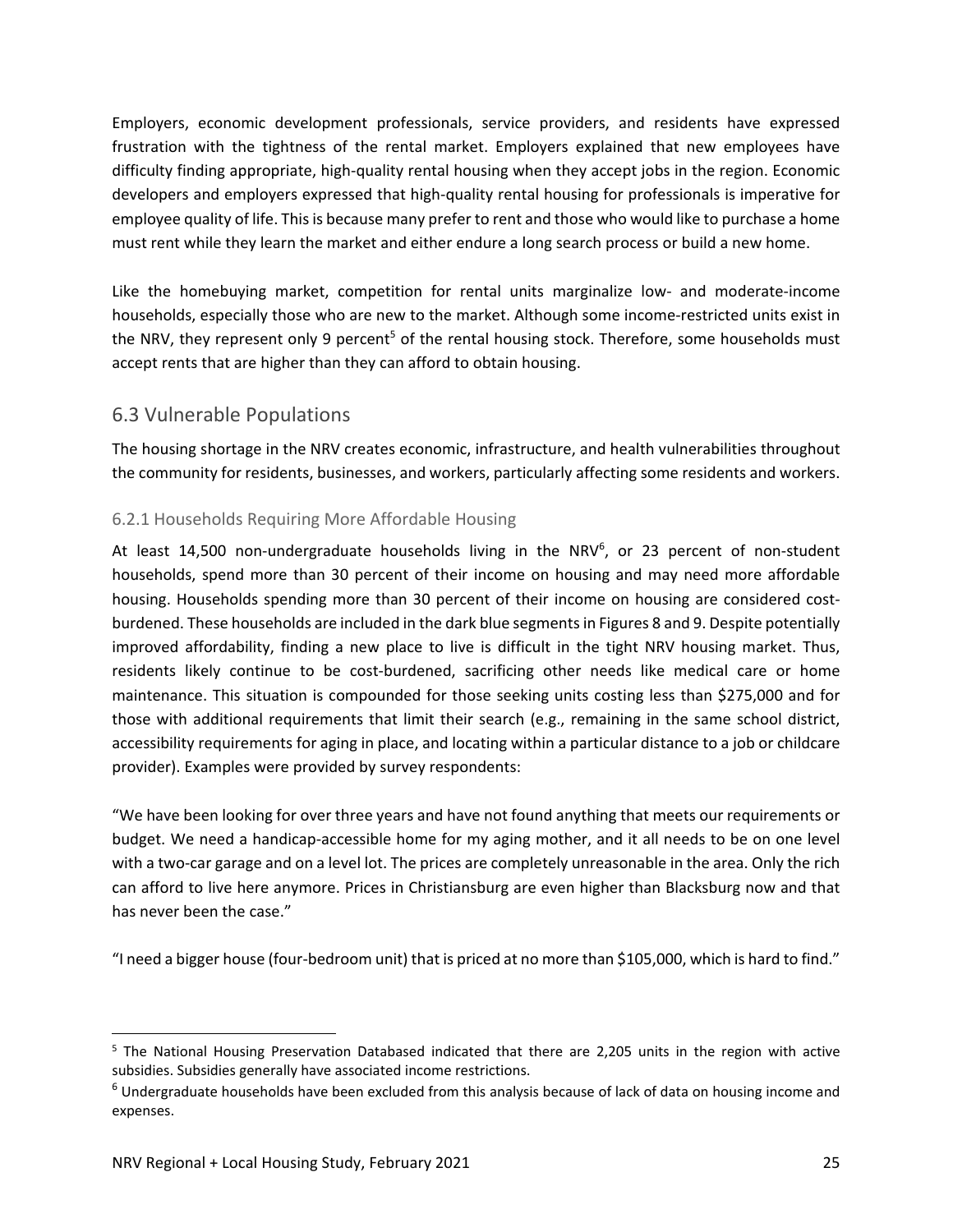Employers, economic development professionals, service providers, and residents have expressed frustration with the tightness of the rental market. Employers explained that new employees have difficulty finding appropriate, high-quality rental housing when they accept jobs in the region. Economic developers and employers expressed that high-quality rental housing for professionals is imperative for employee quality of life. This is because many prefer to rent and those who would like to purchase a home must rent while they learn the market and either endure a long search process or build a new home.

Like the homebuying market, competition for rental units marginalize low- and moderate-income households, especially those who are new to the market. Although some income-restricted units exist in the NRV, they represent only 9 percent[5] of the rental housing stock. Therefore, some households must accept rents that are higher than they can afford to obtain housing.

## 6.3 Vulnerable Populations

The housing shortage in the NRV creates economic, infrastructure, and health vulnerabilities throughout the community for residents, businesses, and workers, particularly affecting some residents and workers.

### 6.2.1 Households Requiring More Affordable Housing

At least 14,500 non-undergraduate households living in the NRV[6], or 23 percent of non-student households, spend more than 30 percent of their income on housing and may need more affordable housing. Households spending more than 30 percent of their income on housing are considered cost-burdened. These households are included in the dark blue segments in Figures 8 and 9. Despite potentially improved affordability, finding a new place to live is difficult in the tight NRV housing market. Thus, residents likely continue to be cost-burdened, sacrificing other needs like medical care or home maintenance. This situation is compounded for those seeking units costing less than $275,000 and for those with additional requirements that limit their search (e.g., remaining in the same school district, accessibility requirements for aging in place, and locating within a particular distance to a job or childcare provider). Examples were provided by survey respondents:

"We have been looking for over three years and have not found anything that meets our requirements or budget. We need a handicap-accessible home for my aging mother, and it all needs to be on one level with a two-car garage and on a level lot. The prices are completely unreasonable in the area. Only the rich can afford to live here anymore. Prices in Christiansburg are even higher than Blacksburg now and that has never been the case."

"I need a bigger house (four-bedroom unit) that is priced at no more than $105,000, which is hard to find."

---

[5] The National Housing Preservation Databased indicated that there are 2,205 units in the region with active subsidies. Subsidies generally have associated income restrictions.

[6] Undergraduate households have been excluded from this analysis because of lack of data on housing income and expenses.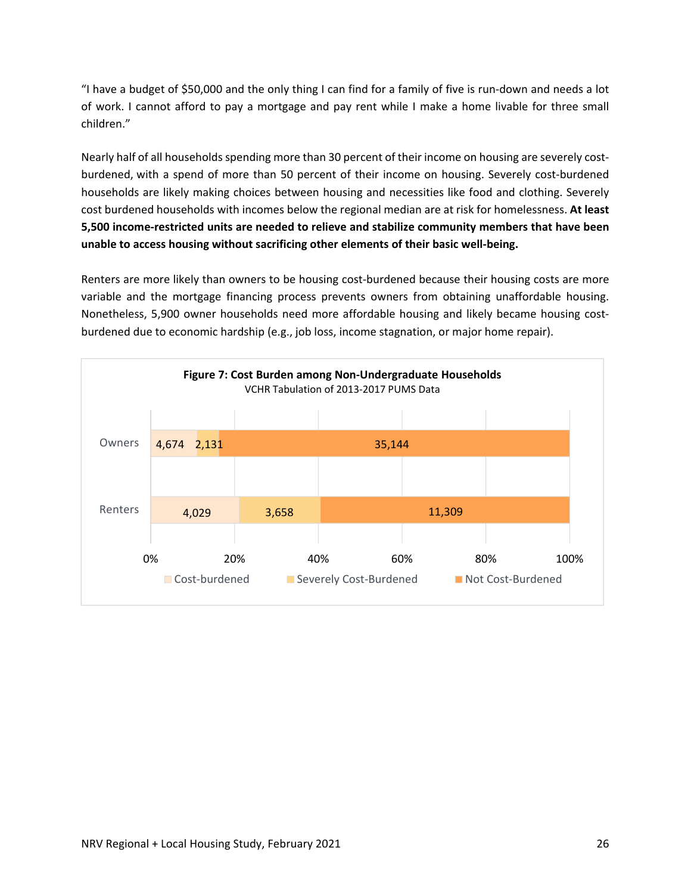"I have a budget of $50,000 and the only thing I can find for a family of five is run-down and needs a lot of work. I cannot afford to pay a mortgage and pay rent while I make a home livable for three small children."

Nearly half of all households spending more than 30 percent of their income on housing are severely cost-burdened, with a spend of more than 50 percent of their income on housing. Severely cost-burdened households are likely making choices between housing and necessities like food and clothing. Severely cost burdened households with incomes below the regional median are at risk for homelessness. **At least 5,500 income-restricted units are needed to relieve and stabilize community members that have been unable to access housing without sacrificing other elements of their basic well-being.**

Renters are more likely than owners to be housing cost-burdened because their housing costs are more variable and the mortgage financing process prevents owners from obtaining unaffordable housing. Nonetheless, 5,900 owner households need more affordable housing and likely became housing cost-burdened due to economic hardship (e.g., job loss, income stagnation, or major home repair).

**Figure 7: Cost Burden among Non-Undergraduate Households**
VCHR Tabulation of 2013-2017 PUMS Data

| | Cost-burdened | Severely Cost-Burdened | Not Cost-Burdened |
| --- | --- | --- | --- |
| Owners | 4,674 | 2,131 | 35,144 |
| Renters | 4,029 | 3,658 | 11,309 |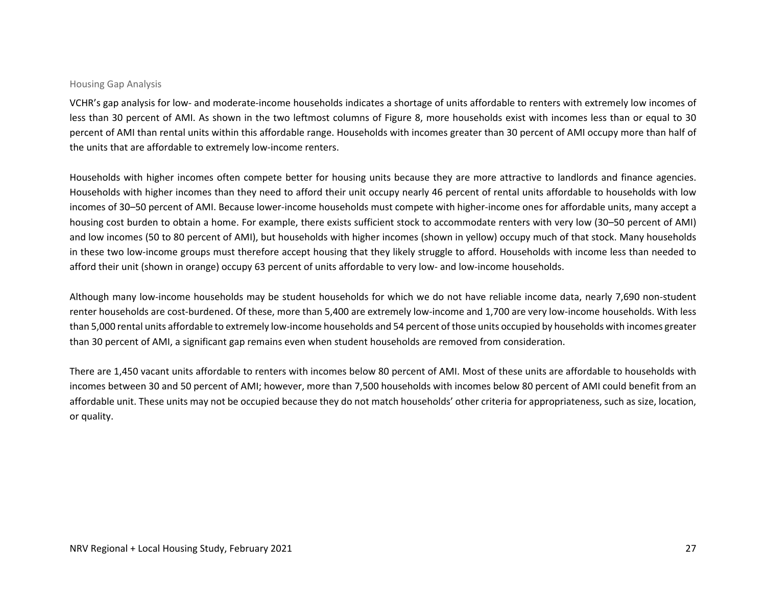### Housing Gap Analysis

VCHR's gap analysis for low- and moderate-income households indicates a shortage of units affordable to renters with extremely low incomes of less than 30 percent of AMI. As shown in the two leftmost columns of Figure 8, more households exist with incomes less than or equal to 30 percent of AMI than rental units within this affordable range. Households with incomes greater than 30 percent of AMI occupy more than half of the units that are affordable to extremely low-income renters.

Households with higher incomes often compete better for housing units because they are more attractive to landlords and finance agencies. Households with higher incomes than they need to afford their unit occupy nearly 46 percent of rental units affordable to households with low incomes of 30–50 percent of AMI. Because lower-income households must compete with higher-income ones for affordable units, many accept a housing cost burden to obtain a home. For example, there exists sufficient stock to accommodate renters with very low (30–50 percent of AMI) and low incomes (50 to 80 percent of AMI), but households with higher incomes (shown in yellow) occupy much of that stock. Many households in these two low-income groups must therefore accept housing that they likely struggle to afford. Households with income less than needed to afford their unit (shown in orange) occupy 63 percent of units affordable to very low- and low-income households.

Although many low-income households may be student households for which we do not have reliable income data, nearly 7,690 non-student renter households are cost-burdened. Of these, more than 5,400 are extremely low-income and 1,700 are very low-income households. With less than 5,000 rental units affordable to extremely low-income households and 54 percent of those units occupied by households with incomes greater than 30 percent of AMI, a significant gap remains even when student households are removed from consideration.

There are 1,450 vacant units affordable to renters with incomes below 80 percent of AMI. Most of these units are affordable to households with incomes between 30 and 50 percent of AMI; however, more than 7,500 households with incomes below 80 percent of AMI could benefit from an affordable unit. These units may not be occupied because they do not match households' other criteria for appropriateness, such as size, location, or quality.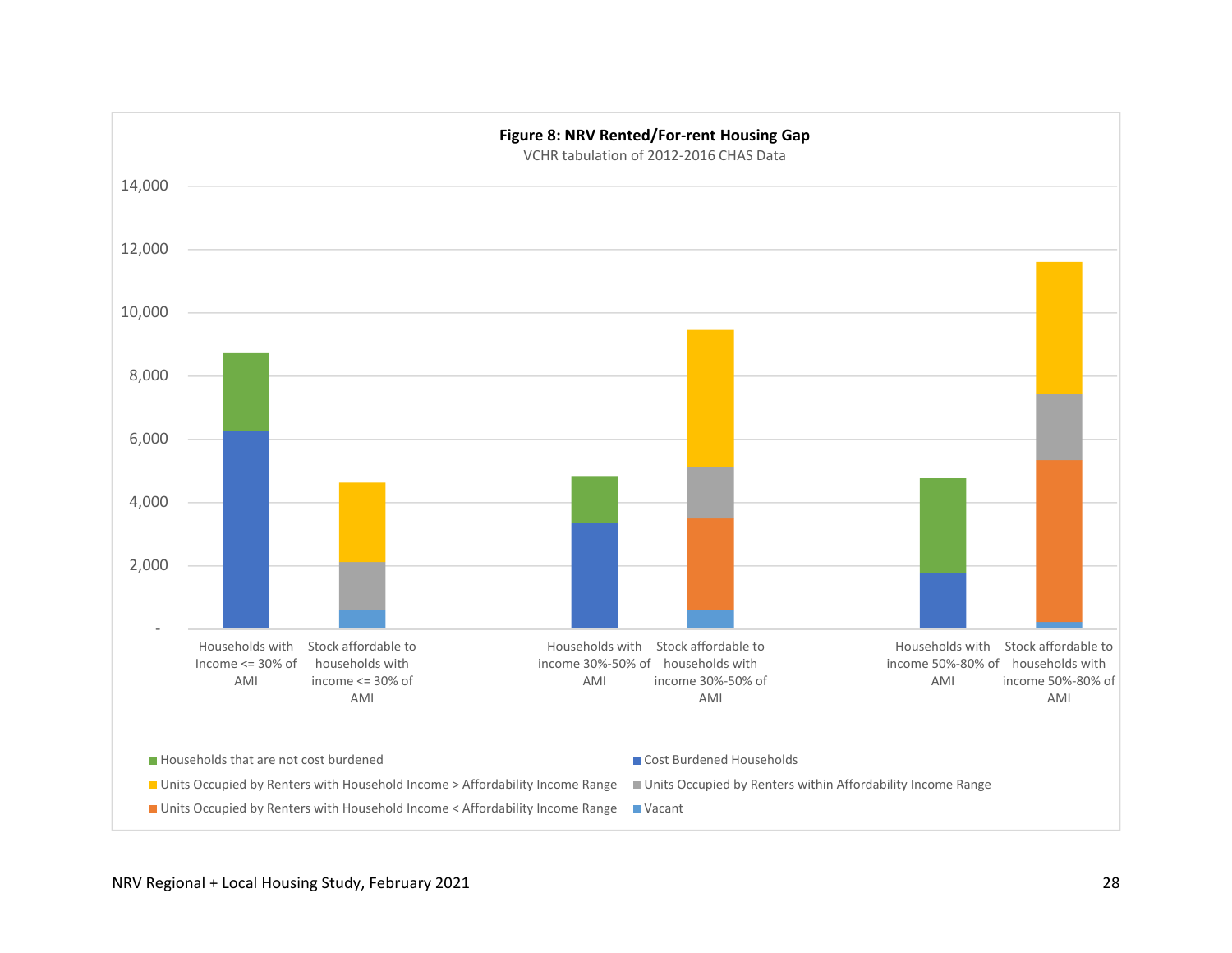**Figure 8: NRV Rented/For-rent Housing Gap**

VCHR tabulation of 2012-2016 CHAS Data

14,000

12,000

10,000

8,000

6,000

4,000

2,000

-

Households with Income <= 30% of AMI

Stock affordable to households with income <= 30% of AMI

Households with income 30%-50% of AMI

Stock affordable to households with income 30%-50% of AMI

Households with income 50%-80% of AMI

Stock affordable to households with income 50%-80% of AMI

- Households that are not cost burdened
- Cost Burdened Households
- Units Occupied by Renters with Household Income > Affordability Income Range
- Units Occupied by Renters within Affordability Income Range
- Units Occupied by Renters with Household Income < Affordability Income Range
- Vacant

NRV Regional + Local Housing Study, February 2021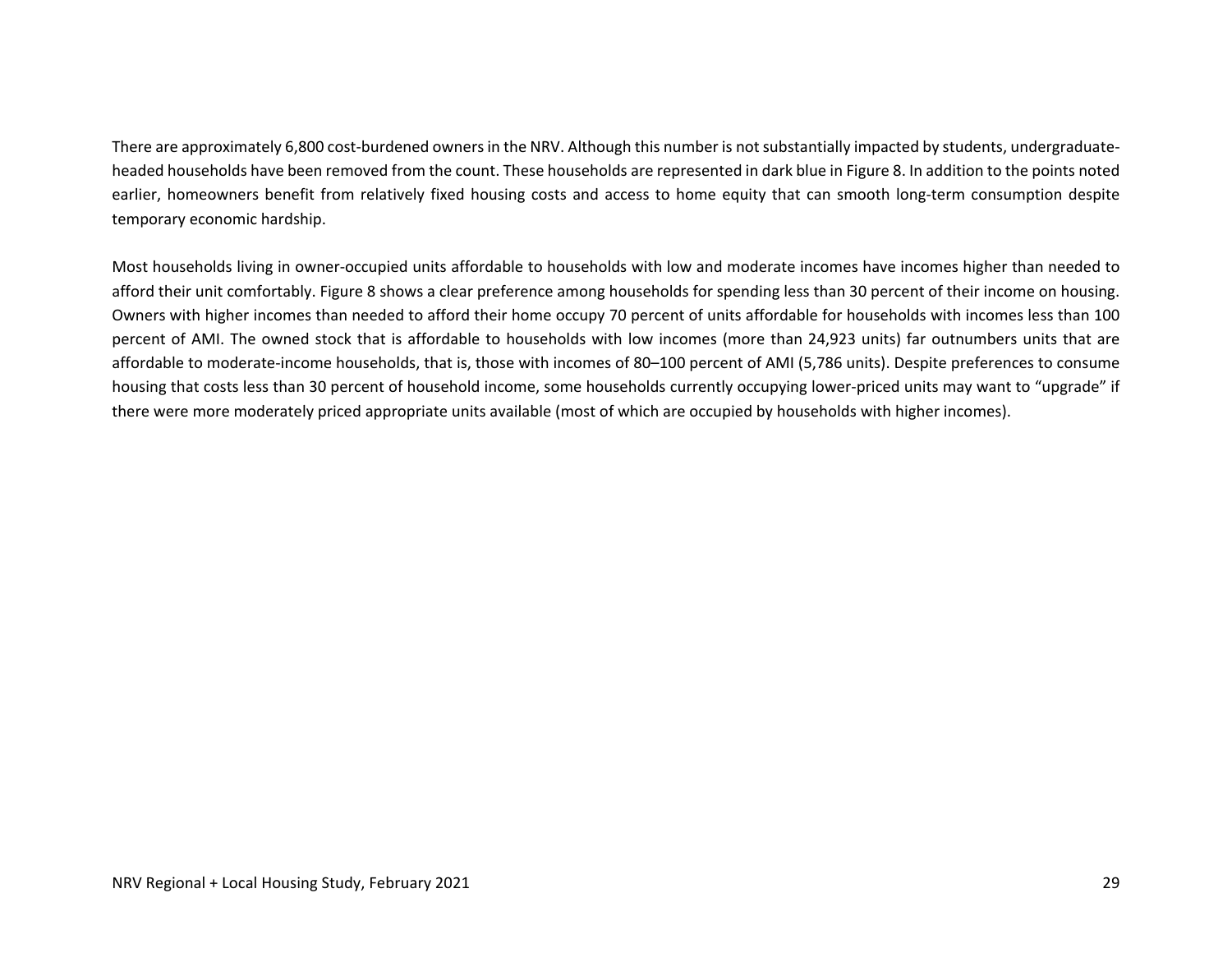There are approximately 6,800 cost-burdened owners in the NRV. Although this number is not substantially impacted by students, undergraduate-headed households have been removed from the count. These households are represented in dark blue in Figure 8. In addition to the points noted earlier, homeowners benefit from relatively fixed housing costs and access to home equity that can smooth long-term consumption despite temporary economic hardship.

Most households living in owner-occupied units affordable to households with low and moderate incomes have incomes higher than needed to afford their unit comfortably. Figure 8 shows a clear preference among households for spending less than 30 percent of their income on housing. Owners with higher incomes than needed to afford their home occupy 70 percent of units affordable for households with incomes less than 100 percent of AMI. The owned stock that is affordable to households with low incomes (more than 24,923 units) far outnumbers units that are affordable to moderate-income households, that is, those with incomes of 80–100 percent of AMI (5,786 units). Despite preferences to consume housing that costs less than 30 percent of household income, some households currently occupying lower-priced units may want to "upgrade" if there were more moderately priced appropriate units available (most of which are occupied by households with higher incomes).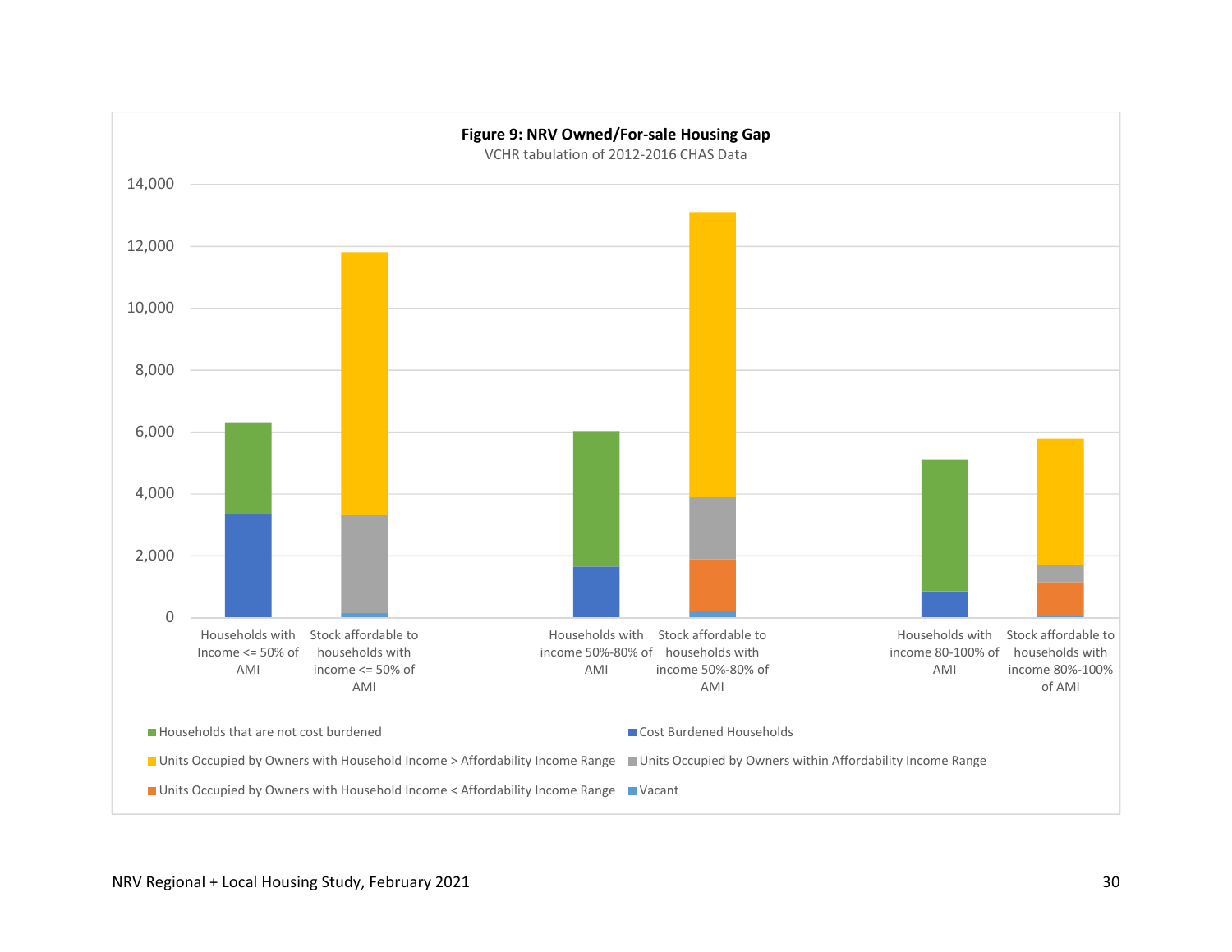**Figure 9: NRV Owned/For-sale Housing Gap**

VCHR tabulation of 2012-2016 CHAS Data

14,000
12,000
10,000
8,000
6,000
4,000
2,000
0

Households with Income <= 50% of AMI

Stock affordable to households with income <= 50% of AMI

Households with income 50%-80% of AMI

Stock affordable to households with income 50%-80% of AMI

Households with income 80-100% of AMI

Stock affordable to households with income 80%-100% of AMI

- Households that are not cost burdened
- Cost Burdened Households
- Units Occupied by Owners with Household Income > Affordability Income Range
- Units Occupied by Owners within Affordability Income Range
- Units Occupied by Owners with Household Income < Affordability Income Range
- Vacant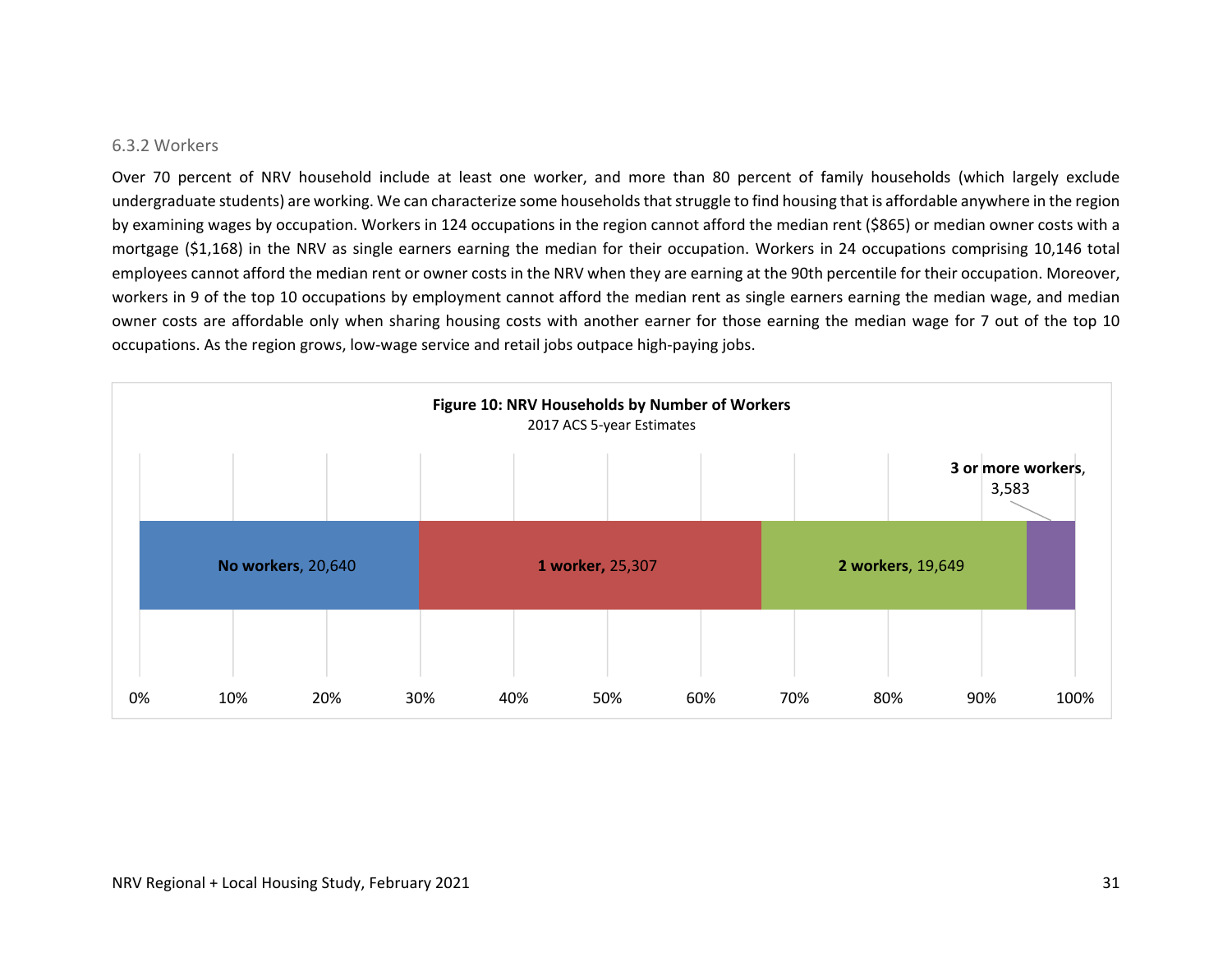### 6.3.2 Workers

Over 70 percent of NRV household include at least one worker, and more than 80 percent of family households (which largely exclude undergraduate students) are working. We can characterize some households that struggle to find housing that is affordable anywhere in the region by examining wages by occupation. Workers in 124 occupations in the region cannot afford the median rent ($865) or median owner costs with a mortgage ($1,168) in the NRV as single earners earning the median for their occupation. Workers in 24 occupations comprising 10,146 total employees cannot afford the median rent or owner costs in the NRV when they are earning at the 90th percentile for their occupation. Moreover, workers in 9 of the top 10 occupations by employment cannot afford the median rent as single earners earning the median wage, and median owner costs are affordable only when sharing housing costs with another earner for those earning the median wage for 7 out of the top 10 occupations. As the region grows, low-wage service and retail jobs outpace high-paying jobs.

**Figure 10: NRV Households by Number of Workers**
2017 ACS 5-year Estimates

| Number of Workers | Households |
|---|---|
| No workers | 20,640 |
| 1 worker | 25,307 |
| 2 workers | 19,649 |
| 3 or more workers | 3,583 |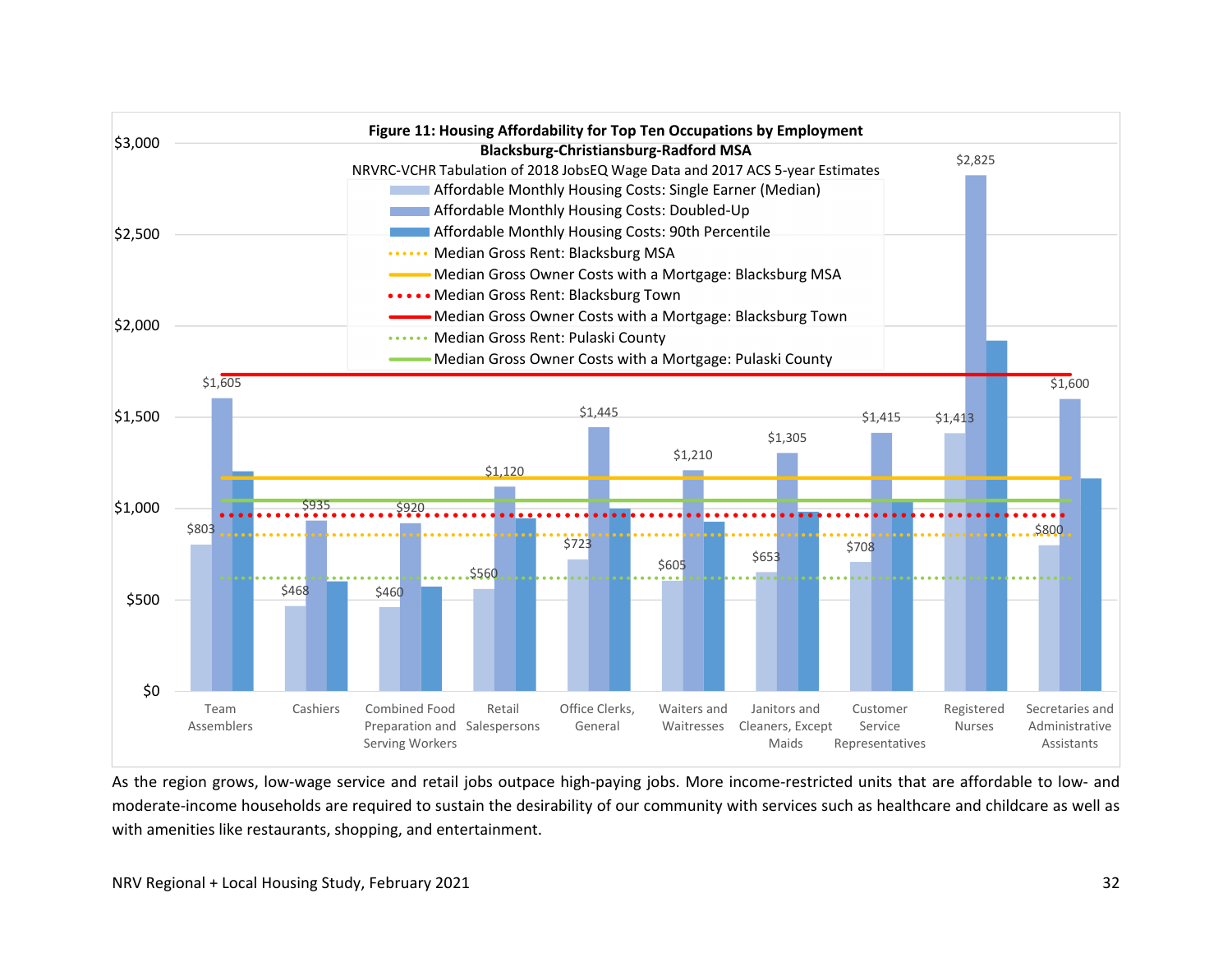**Figure 11: Housing Affordability for Top Ten Occupations by Employment**
**Blacksburg-Christiansburg-Radford MSA**
NRVRC-VCHR Tabulation of 2018 JobsEQ Wage Data and 2017 ACS 5-year Estimates

| Occupation | Affordable Monthly Housing Costs: Single Earner (Median) | Affordable Monthly Housing Costs: Doubled-Up |
|---|---|---|
| Team Assemblers | $803 | $1,605 |
| Cashiers | $468 | $935 |
| Combined Food Preparation and Serving Workers | $460 | $920 |
| Retail Salespersons | $560 | $1,120 |
| Office Clerks, General | $723 | $1,445 |
| Waiters and Waitresses | $605 | $1,210 |
| Janitors and Cleaners, Except Maids | $653 | $1,305 |
| Customer Service Representatives | $708 | $1,415 |
| Registered Nurses | $1,413 | $2,825 |
| Secretaries and Administrative Assistants | $800 | $1,600 |

Legend: Affordable Monthly Housing Costs: Single Earner (Median); Affordable Monthly Housing Costs: Doubled-Up; Affordable Monthly Housing Costs: 90th Percentile; Median Gross Rent: Blacksburg MSA; Median Gross Owner Costs with a Mortgage: Blacksburg MSA; Median Gross Rent: Blacksburg Town; Median Gross Owner Costs with a Mortgage: Blacksburg Town; Median Gross Rent: Pulaski County; Median Gross Owner Costs with a Mortgage: Pulaski County

As the region grows, low-wage service and retail jobs outpace high-paying jobs. More income-restricted units that are affordable to low- and moderate-income households are required to sustain the desirability of our community with services such as healthcare and childcare as well as with amenities like restaurants, shopping, and entertainment.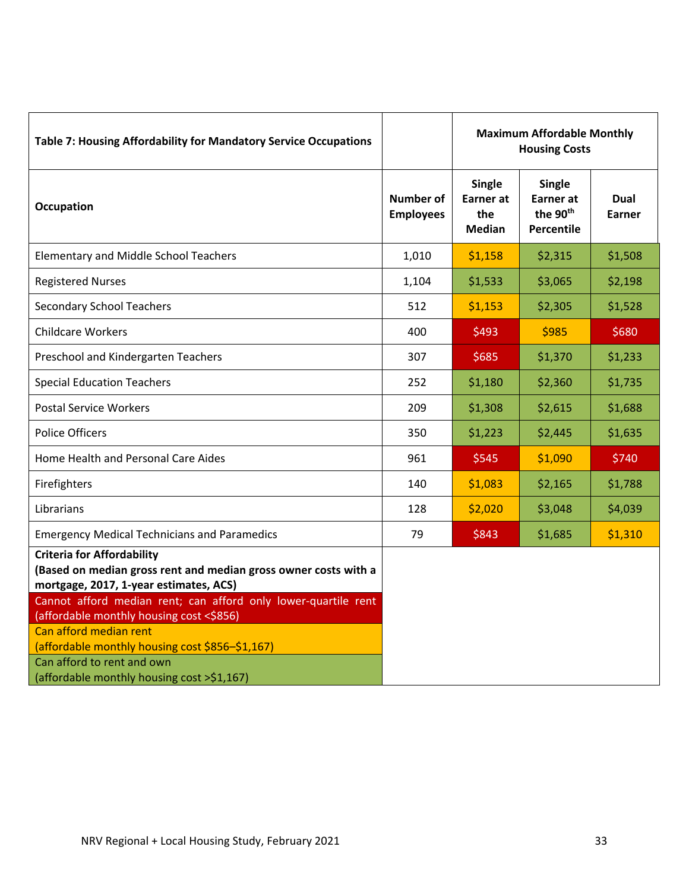| Table 7: Housing Affordability for Mandatory Service Occupations | | Maximum Affordable Monthly Housing Costs | | |
|---|---|---|---|---|
| **Occupation** | **Number of Employees** | **Single Earner at the Median** | **Single Earner at the 90th Percentile** | **Dual Earner** |
| Elementary and Middle School Teachers | 1,010 | $1,158 | $2,315 | $1,508 |
| Registered Nurses | 1,104 | $1,533 | $3,065 | $2,198 |
| Secondary School Teachers | 512 | $1,153 | $2,305 | $1,528 |
| Childcare Workers | 400 | $493 | $985 | $680 |
| Preschool and Kindergarten Teachers | 307 | $685 | $1,370 | $1,233 |
| Special Education Teachers | 252 | $1,180 | $2,360 | $1,735 |
| Postal Service Workers | 209 | $1,308 | $2,615 | $1,688 |
| Police Officers | 350 | $1,223 | $2,445 | $1,635 |
| Home Health and Personal Care Aides | 961 | $545 | $1,090 | $740 |
| Firefighters | 140 | $1,083 | $2,165 | $1,788 |
| Librarians | 128 | $2,020 | $3,048 | $4,039 |
| Emergency Medical Technicians and Paramedics | 79 | $843 | $1,685 | $1,310 |

**Criteria for Affordability**
**(Based on median gross rent and median gross owner costs with a mortgage, 2017, 1-year estimates, ACS)**

- Cannot afford median rent; can afford only lower-quartile rent (affordable monthly housing cost <$856)
- Can afford median rent (affordable monthly housing cost $856–$1,167)
- Can afford to rent and own (affordable monthly housing cost >$1,167)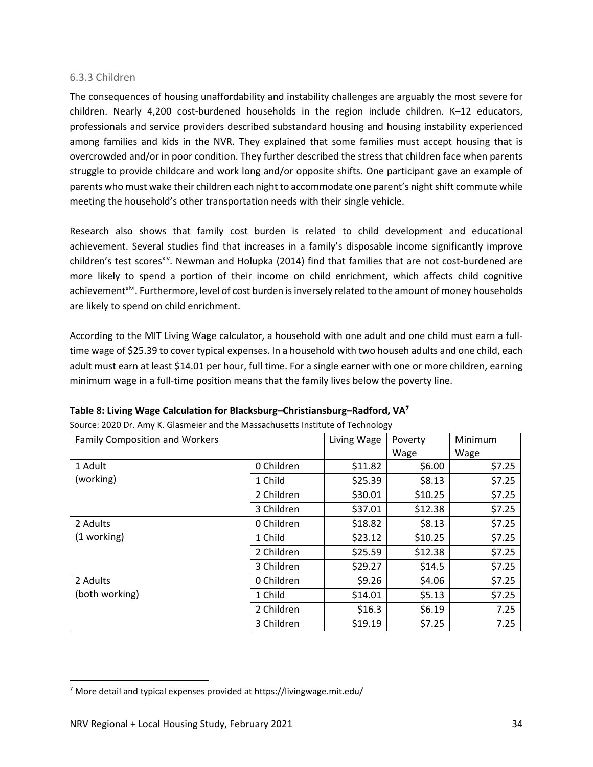### 6.3.3 Children

The consequences of housing unaffordability and instability challenges are arguably the most severe for children. Nearly 4,200 cost-burdened households in the region include children. K–12 educators, professionals and service providers described substandard housing and housing instability experienced among families and kids in the NVR. They explained that some families must accept housing that is overcrowded and/or in poor condition. They further described the stress that children face when parents struggle to provide childcare and work long and/or opposite shifts. One participant gave an example of parents who must wake their children each night to accommodate one parent's night shift commute while meeting the household's other transportation needs with their single vehicle.

Research also shows that family cost burden is related to child development and educational achievement. Several studies find that increases in a family's disposable income significantly improve children's test scores[xlv]. Newman and Holupka (2014) find that families that are not cost-burdened are more likely to spend a portion of their income on child enrichment, which affects child cognitive achievement[xlvi]. Furthermore, level of cost burden is inversely related to the amount of money households are likely to spend on child enrichment.

According to the MIT Living Wage calculator, a household with one adult and one child must earn a full-time wage of $25.39 to cover typical expenses. In a household with two househ adults and one child, each adult must earn at least $14.01 per hour, full time. For a single earner with one or more children, earning minimum wage in a full-time position means that the family lives below the poverty line.

**Table 8: Living Wage Calculation for Blacksburg–Christiansburg–Radford, VA[7]**

Source: 2020 Dr. Amy K. Glasmeier and the Massachusetts Institute of Technology

| Family Composition and Workers | | Living Wage | Poverty Wage | Minimum Wage |
|---|---|---|---|---|
| 1 Adult (working) | 0 Children | $11.82 | $6.00 | $7.25 |
| | 1 Child | $25.39 | $8.13 | $7.25 |
| | 2 Children | $30.01 | $10.25 | $7.25 |
| | 3 Children | $37.01 | $12.38 | $7.25 |
| 2 Adults (1 working) | 0 Children | $18.82 | $8.13 | $7.25 |
| | 1 Child | $23.12 | $10.25 | $7.25 |
| | 2 Children | $25.59 | $12.38 | $7.25 |
| | 3 Children | $29.27 | $14.5 | $7.25 |
| 2 Adults (both working) | 0 Children | $9.26 | $4.06 | $7.25 |
| | 1 Child | $14.01 | $5.13 | $7.25 |
| | 2 Children | $16.3 | $6.19 | 7.25 |
| | 3 Children | $19.19 | $7.25 | 7.25 |

[7] More detail and typical expenses provided at https://livingwage.mit.edu/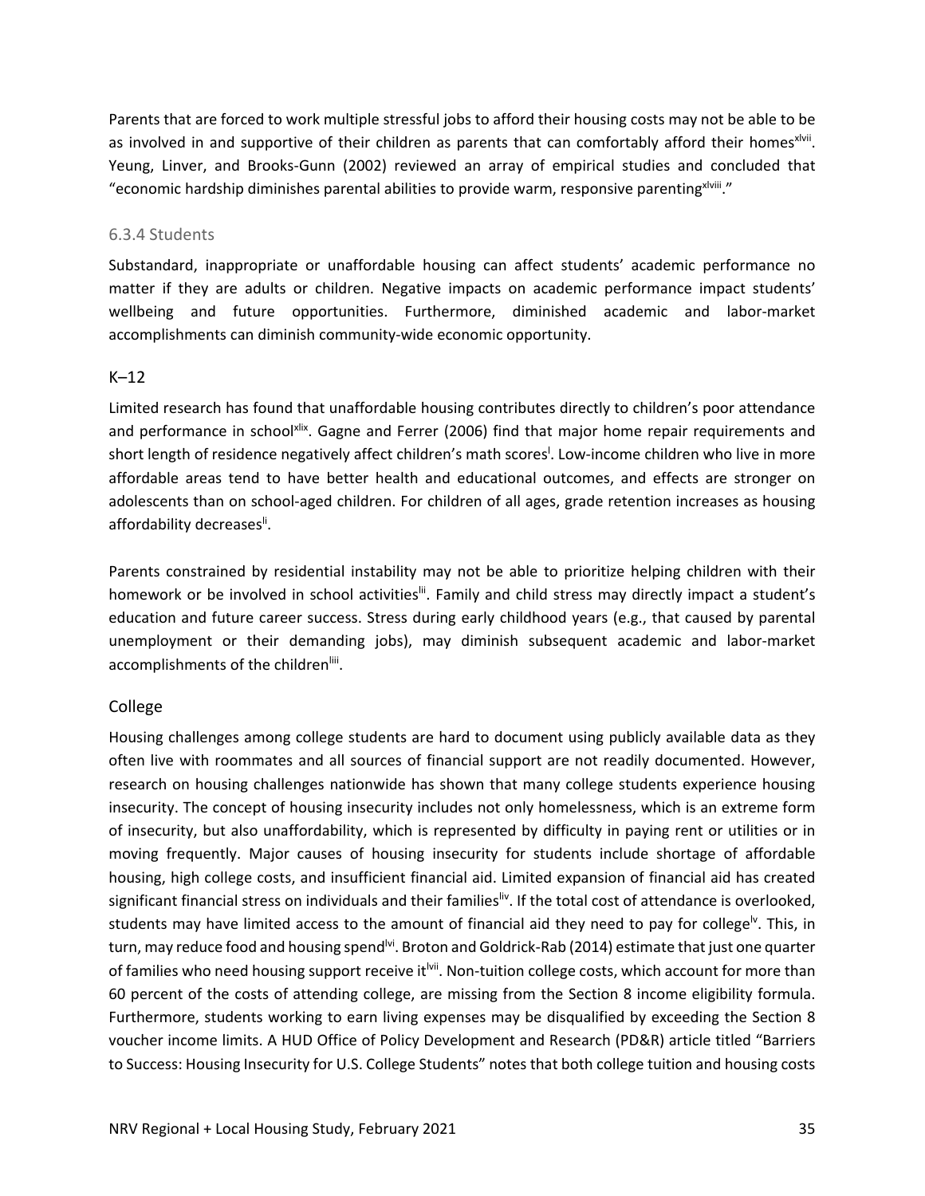Parents that are forced to work multiple stressful jobs to afford their housing costs may not be able to be as involved in and supportive of their children as parents that can comfortably afford their homes[xlvii]. Yeung, Linver, and Brooks-Gunn (2002) reviewed an array of empirical studies and concluded that "economic hardship diminishes parental abilities to provide warm, responsive parenting[xlviii]."

### 6.3.4 Students

Substandard, inappropriate or unaffordable housing can affect students' academic performance no matter if they are adults or children. Negative impacts on academic performance impact students' wellbeing and future opportunities. Furthermore, diminished academic and labor-market accomplishments can diminish community-wide economic opportunity.

#### K–12

Limited research has found that unaffordable housing contributes directly to children's poor attendance and performance in school[xlix]. Gagne and Ferrer (2006) find that major home repair requirements and short length of residence negatively affect children's math scores[l]. Low-income children who live in more affordable areas tend to have better health and educational outcomes, and effects are stronger on adolescents than on school-aged children. For children of all ages, grade retention increases as housing affordability decreases[li].

Parents constrained by residential instability may not be able to prioritize helping children with their homework or be involved in school activities[lii]. Family and child stress may directly impact a student's education and future career success. Stress during early childhood years (e.g., that caused by parental unemployment or their demanding jobs), may diminish subsequent academic and labor-market accomplishments of the children[liii].

#### College

Housing challenges among college students are hard to document using publicly available data as they often live with roommates and all sources of financial support are not readily documented. However, research on housing challenges nationwide has shown that many college students experience housing insecurity. The concept of housing insecurity includes not only homelessness, which is an extreme form of insecurity, but also unaffordability, which is represented by difficulty in paying rent or utilities or in moving frequently. Major causes of housing insecurity for students include shortage of affordable housing, high college costs, and insufficient financial aid. Limited expansion of financial aid has created significant financial stress on individuals and their families[liv]. If the total cost of attendance is overlooked, students may have limited access to the amount of financial aid they need to pay for college[lv]. This, in turn, may reduce food and housing spend[lvi]. Broton and Goldrick-Rab (2014) estimate that just one quarter of families who need housing support receive it[lvii]. Non-tuition college costs, which account for more than 60 percent of the costs of attending college, are missing from the Section 8 income eligibility formula. Furthermore, students working to earn living expenses may be disqualified by exceeding the Section 8 voucher income limits. A HUD Office of Policy Development and Research (PD&R) article titled "Barriers to Success: Housing Insecurity for U.S. College Students" notes that both college tuition and housing costs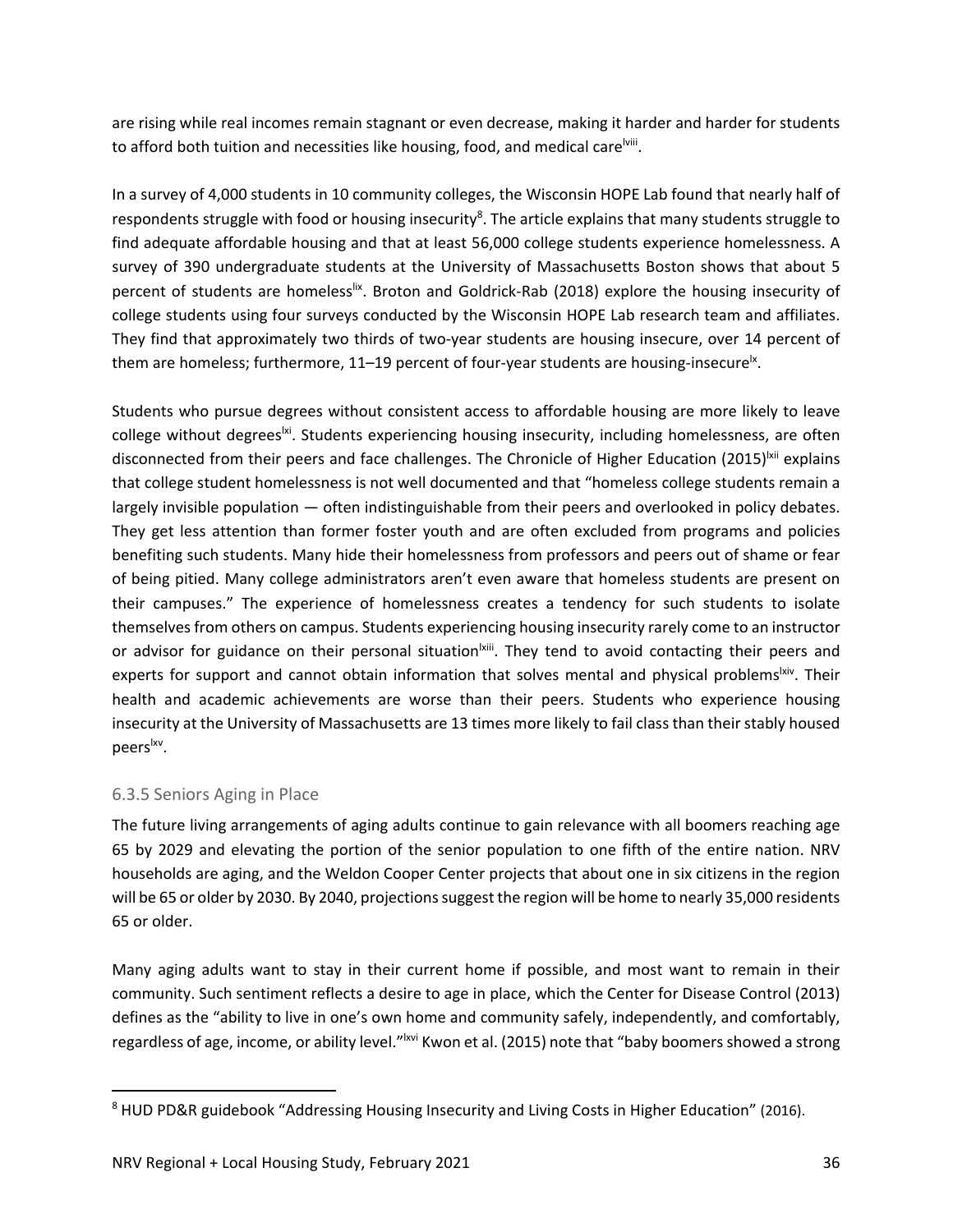are rising while real incomes remain stagnant or even decrease, making it harder and harder for students to afford both tuition and necessities like housing, food, and medical care[lviii].

In a survey of 4,000 students in 10 community colleges, the Wisconsin HOPE Lab found that nearly half of respondents struggle with food or housing insecurity[8]. The article explains that many students struggle to find adequate affordable housing and that at least 56,000 college students experience homelessness. A survey of 390 undergraduate students at the University of Massachusetts Boston shows that about 5 percent of students are homeless[lix]. Broton and Goldrick-Rab (2018) explore the housing insecurity of college students using four surveys conducted by the Wisconsin HOPE Lab research team and affiliates. They find that approximately two thirds of two-year students are housing insecure, over 14 percent of them are homeless; furthermore, 11–19 percent of four-year students are housing-insecure[lx].

Students who pursue degrees without consistent access to affordable housing are more likely to leave college without degrees[lxi]. Students experiencing housing insecurity, including homelessness, are often disconnected from their peers and face challenges. The Chronicle of Higher Education (2015)[lxii] explains that college student homelessness is not well documented and that "homeless college students remain a largely invisible population — often indistinguishable from their peers and overlooked in policy debates. They get less attention than former foster youth and are often excluded from programs and policies benefiting such students. Many hide their homelessness from professors and peers out of shame or fear of being pitied. Many college administrators aren't even aware that homeless students are present on their campuses." The experience of homelessness creates a tendency for such students to isolate themselves from others on campus. Students experiencing housing insecurity rarely come to an instructor or advisor for guidance on their personal situation[lxiii]. They tend to avoid contacting their peers and experts for support and cannot obtain information that solves mental and physical problems[lxiv]. Their health and academic achievements are worse than their peers. Students who experience housing insecurity at the University of Massachusetts are 13 times more likely to fail class than their stably housed peers[lxv].

### 6.3.5 Seniors Aging in Place

The future living arrangements of aging adults continue to gain relevance with all boomers reaching age 65 by 2029 and elevating the portion of the senior population to one fifth of the entire nation. NRV households are aging, and the Weldon Cooper Center projects that about one in six citizens in the region will be 65 or older by 2030. By 2040, projections suggest the region will be home to nearly 35,000 residents 65 or older.

Many aging adults want to stay in their current home if possible, and most want to remain in their community. Such sentiment reflects a desire to age in place, which the Center for Disease Control (2013) defines as the "ability to live in one's own home and community safely, independently, and comfortably, regardless of age, income, or ability level."[lxvi] Kwon et al. (2015) note that "baby boomers showed a strong

[8] HUD PD&R guidebook "Addressing Housing Insecurity and Living Costs in Higher Education" (2016).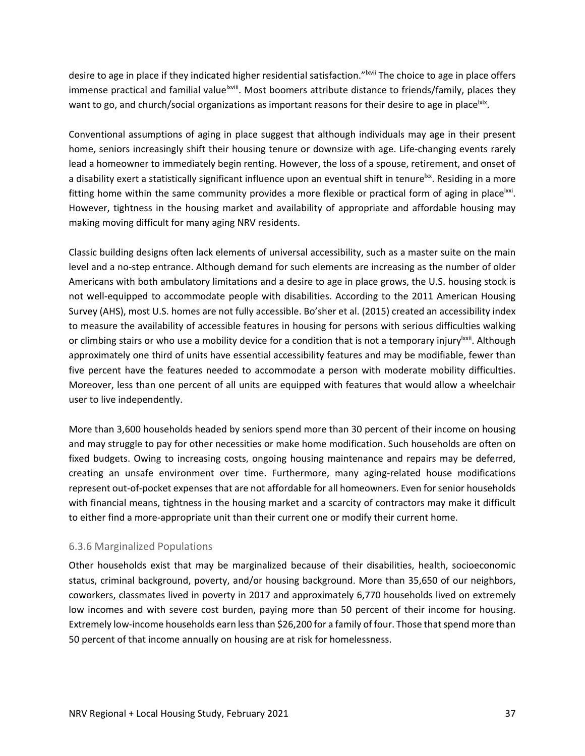desire to age in place if they indicated higher residential satisfaction."[lxvii] The choice to age in place offers immense practical and familial value[lxviii]. Most boomers attribute distance to friends/family, places they want to go, and church/social organizations as important reasons for their desire to age in place[lxix].

Conventional assumptions of aging in place suggest that although individuals may age in their present home, seniors increasingly shift their housing tenure or downsize with age. Life-changing events rarely lead a homeowner to immediately begin renting. However, the loss of a spouse, retirement, and onset of a disability exert a statistically significant influence upon an eventual shift in tenure[lxx]. Residing in a more fitting home within the same community provides a more flexible or practical form of aging in place[lxxi]. However, tightness in the housing market and availability of appropriate and affordable housing may making moving difficult for many aging NRV residents.

Classic building designs often lack elements of universal accessibility, such as a master suite on the main level and a no-step entrance. Although demand for such elements are increasing as the number of older Americans with both ambulatory limitations and a desire to age in place grows, the U.S. housing stock is not well-equipped to accommodate people with disabilities. According to the 2011 American Housing Survey (AHS), most U.S. homes are not fully accessible. Bo'sher et al. (2015) created an accessibility index to measure the availability of accessible features in housing for persons with serious difficulties walking or climbing stairs or who use a mobility device for a condition that is not a temporary injury[lxxii]. Although approximately one third of units have essential accessibility features and may be modifiable, fewer than five percent have the features needed to accommodate a person with moderate mobility difficulties. Moreover, less than one percent of all units are equipped with features that would allow a wheelchair user to live independently.

More than 3,600 households headed by seniors spend more than 30 percent of their income on housing and may struggle to pay for other necessities or make home modification. Such households are often on fixed budgets. Owing to increasing costs, ongoing housing maintenance and repairs may be deferred, creating an unsafe environment over time. Furthermore, many aging-related house modifications represent out-of-pocket expenses that are not affordable for all homeowners. Even for senior households with financial means, tightness in the housing market and a scarcity of contractors may make it difficult to either find a more-appropriate unit than their current one or modify their current home.

### 6.3.6 Marginalized Populations

Other households exist that may be marginalized because of their disabilities, health, socioeconomic status, criminal background, poverty, and/or housing background. More than 35,650 of our neighbors, coworkers, classmates lived in poverty in 2017 and approximately 6,770 households lived on extremely low incomes and with severe cost burden, paying more than 50 percent of their income for housing. Extremely low-income households earn less than $26,200 for a family of four. Those that spend more than 50 percent of that income annually on housing are at risk for homelessness.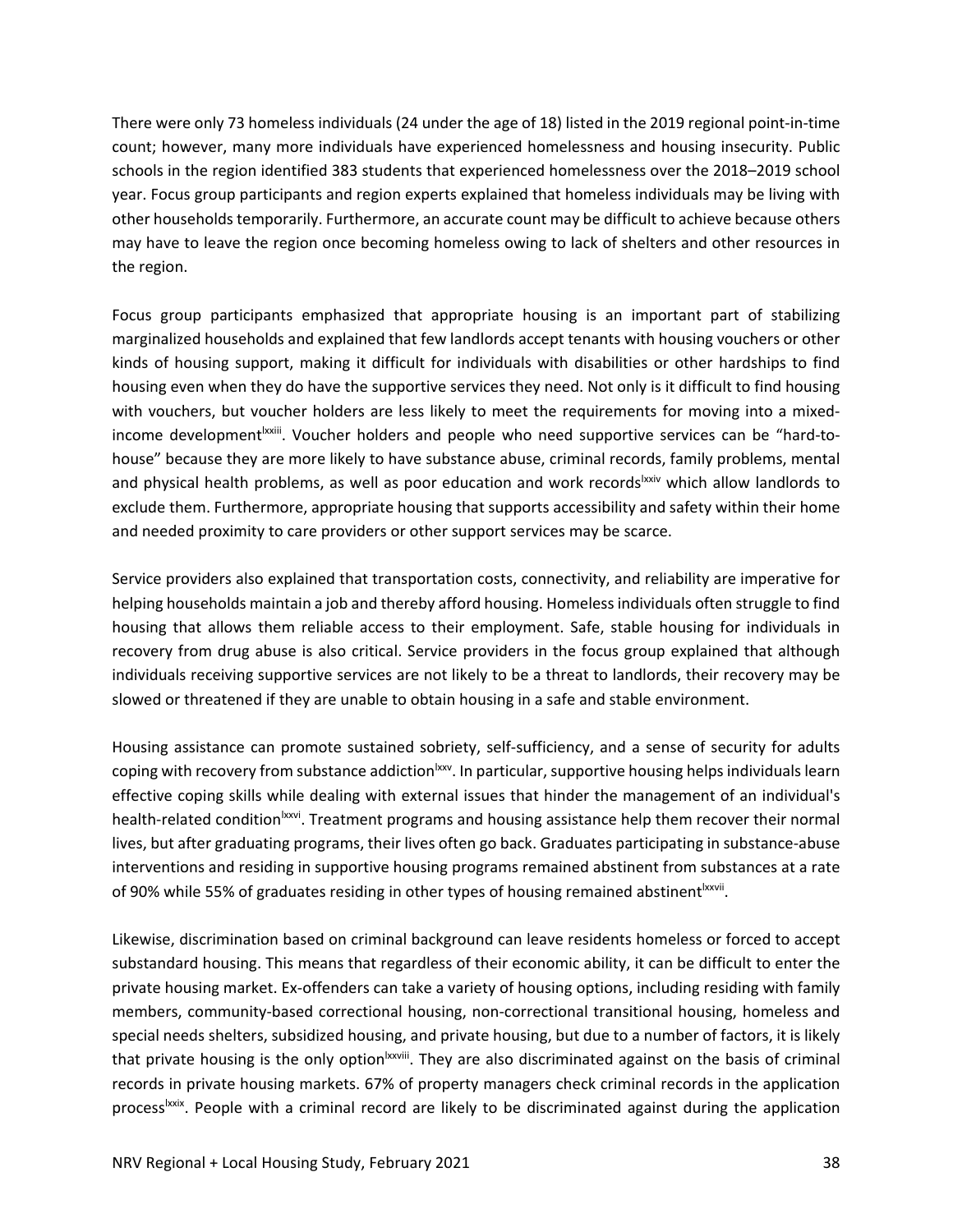There were only 73 homeless individuals (24 under the age of 18) listed in the 2019 regional point-in-time count; however, many more individuals have experienced homelessness and housing insecurity. Public schools in the region identified 383 students that experienced homelessness over the 2018–2019 school year. Focus group participants and region experts explained that homeless individuals may be living with other households temporarily. Furthermore, an accurate count may be difficult to achieve because others may have to leave the region once becoming homeless owing to lack of shelters and other resources in the region.

Focus group participants emphasized that appropriate housing is an important part of stabilizing marginalized households and explained that few landlords accept tenants with housing vouchers or other kinds of housing support, making it difficult for individuals with disabilities or other hardships to find housing even when they do have the supportive services they need. Not only is it difficult to find housing with vouchers, but voucher holders are less likely to meet the requirements for moving into a mixed-income development[lxxiii]. Voucher holders and people who need supportive services can be "hard-to-house" because they are more likely to have substance abuse, criminal records, family problems, mental and physical health problems, as well as poor education and work records[lxxiv] which allow landlords to exclude them. Furthermore, appropriate housing that supports accessibility and safety within their home and needed proximity to care providers or other support services may be scarce.

Service providers also explained that transportation costs, connectivity, and reliability are imperative for helping households maintain a job and thereby afford housing. Homeless individuals often struggle to find housing that allows them reliable access to their employment. Safe, stable housing for individuals in recovery from drug abuse is also critical. Service providers in the focus group explained that although individuals receiving supportive services are not likely to be a threat to landlords, their recovery may be slowed or threatened if they are unable to obtain housing in a safe and stable environment.

Housing assistance can promote sustained sobriety, self-sufficiency, and a sense of security for adults coping with recovery from substance addiction[lxxv]. In particular, supportive housing helps individuals learn effective coping skills while dealing with external issues that hinder the management of an individual's health-related condition[lxxvi]. Treatment programs and housing assistance help them recover their normal lives, but after graduating programs, their lives often go back. Graduates participating in substance-abuse interventions and residing in supportive housing programs remained abstinent from substances at a rate of 90% while 55% of graduates residing in other types of housing remained abstinent[lxxvii].

Likewise, discrimination based on criminal background can leave residents homeless or forced to accept substandard housing. This means that regardless of their economic ability, it can be difficult to enter the private housing market. Ex-offenders can take a variety of housing options, including residing with family members, community-based correctional housing, non-correctional transitional housing, homeless and special needs shelters, subsidized housing, and private housing, but due to a number of factors, it is likely that private housing is the only option[lxxviii]. They are also discriminated against on the basis of criminal records in private housing markets. 67% of property managers check criminal records in the application process[lxxix]. People with a criminal record are likely to be discriminated against during the application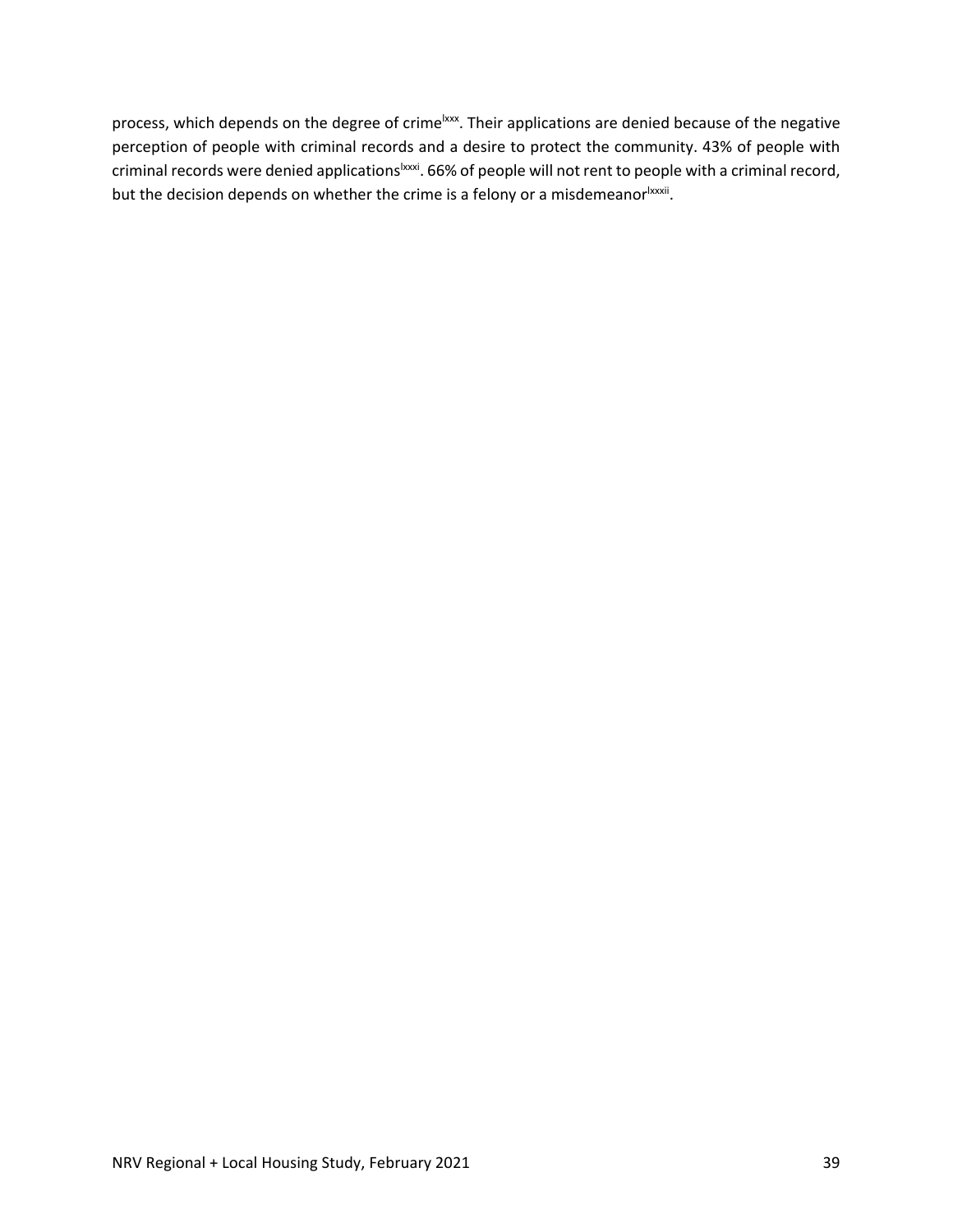process, which depends on the degree of crime[lxxx]. Their applications are denied because of the negative perception of people with criminal records and a desire to protect the community. 43% of people with criminal records were denied applications[lxxxi]. 66% of people will not rent to people with a criminal record, but the decision depends on whether the crime is a felony or a misdemeanor[lxxxii].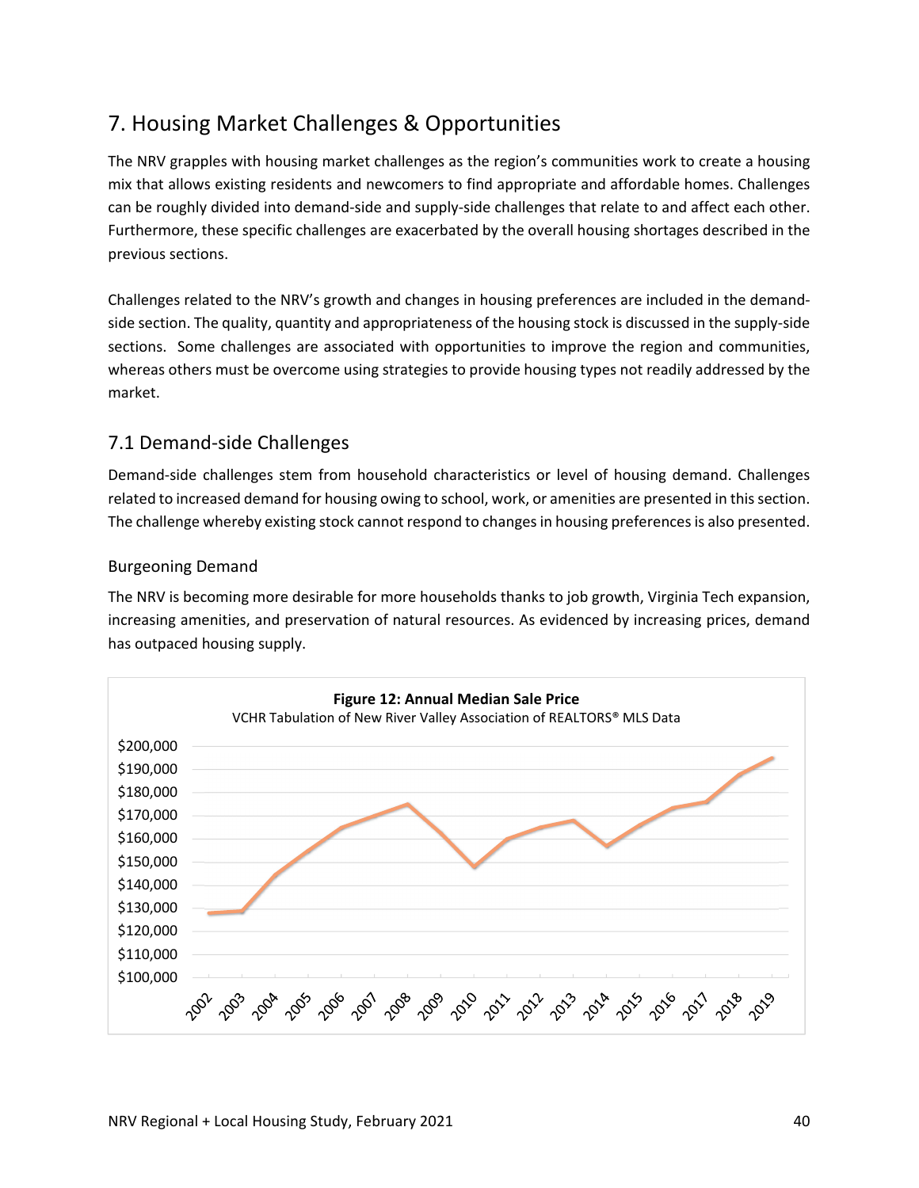# 7. Housing Market Challenges & Opportunities

The NRV grapples with housing market challenges as the region's communities work to create a housing mix that allows existing residents and newcomers to find appropriate and affordable homes. Challenges can be roughly divided into demand-side and supply-side challenges that relate to and affect each other. Furthermore, these specific challenges are exacerbated by the overall housing shortages described in the previous sections.

Challenges related to the NRV's growth and changes in housing preferences are included in the demand-side section. The quality, quantity and appropriateness of the housing stock is discussed in the supply-side sections. Some challenges are associated with opportunities to improve the region and communities, whereas others must be overcome using strategies to provide housing types not readily addressed by the market.

## 7.1 Demand-side Challenges

Demand-side challenges stem from household characteristics or level of housing demand. Challenges related to increased demand for housing owing to school, work, or amenities are presented in this section. The challenge whereby existing stock cannot respond to changes in housing preferences is also presented.

### Burgeoning Demand

The NRV is becoming more desirable for more households thanks to job growth, Virginia Tech expansion, increasing amenities, and preservation of natural resources. As evidenced by increasing prices, demand has outpaced housing supply.

**Figure 12: Annual Median Sale Price**

VCHR Tabulation of New River Valley Association of REALTORS® MLS Data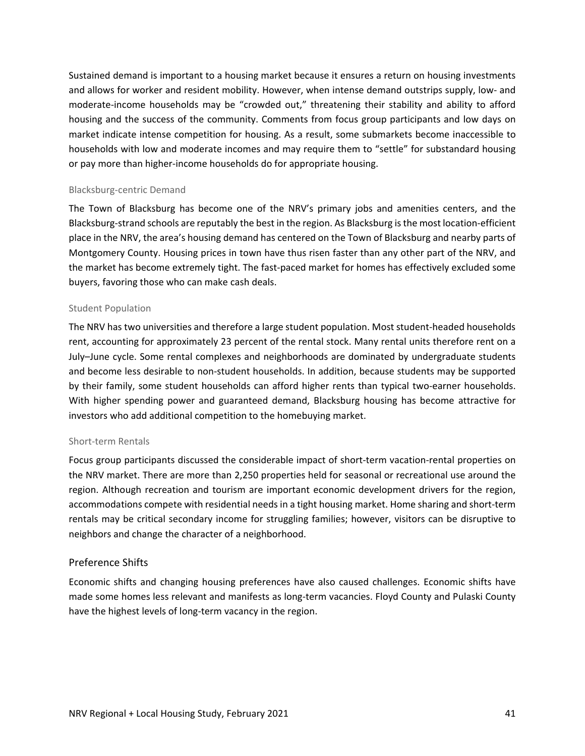Sustained demand is important to a housing market because it ensures a return on housing investments and allows for worker and resident mobility. However, when intense demand outstrips supply, low- and moderate-income households may be "crowded out," threatening their stability and ability to afford housing and the success of the community. Comments from focus group participants and low days on market indicate intense competition for housing. As a result, some submarkets become inaccessible to households with low and moderate incomes and may require them to "settle" for substandard housing or pay more than higher-income households do for appropriate housing.

#### Blacksburg-centric Demand

The Town of Blacksburg has become one of the NRV's primary jobs and amenities centers, and the Blacksburg-strand schools are reputably the best in the region. As Blacksburg is the most location-efficient place in the NRV, the area's housing demand has centered on the Town of Blacksburg and nearby parts of Montgomery County. Housing prices in town have thus risen faster than any other part of the NRV, and the market has become extremely tight. The fast-paced market for homes has effectively excluded some buyers, favoring those who can make cash deals.

#### Student Population

The NRV has two universities and therefore a large student population. Most student-headed households rent, accounting for approximately 23 percent of the rental stock. Many rental units therefore rent on a July–June cycle. Some rental complexes and neighborhoods are dominated by undergraduate students and become less desirable to non-student households. In addition, because students may be supported by their family, some student households can afford higher rents than typical two-earner households. With higher spending power and guaranteed demand, Blacksburg housing has become attractive for investors who add additional competition to the homebuying market.

#### Short-term Rentals

Focus group participants discussed the considerable impact of short-term vacation-rental properties on the NRV market. There are more than 2,250 properties held for seasonal or recreational use around the region. Although recreation and tourism are important economic development drivers for the region, accommodations compete with residential needs in a tight housing market. Home sharing and short-term rentals may be critical secondary income for struggling families; however, visitors can be disruptive to neighbors and change the character of a neighborhood.

### Preference Shifts

Economic shifts and changing housing preferences have also caused challenges. Economic shifts have made some homes less relevant and manifests as long-term vacancies. Floyd County and Pulaski County have the highest levels of long-term vacancy in the region.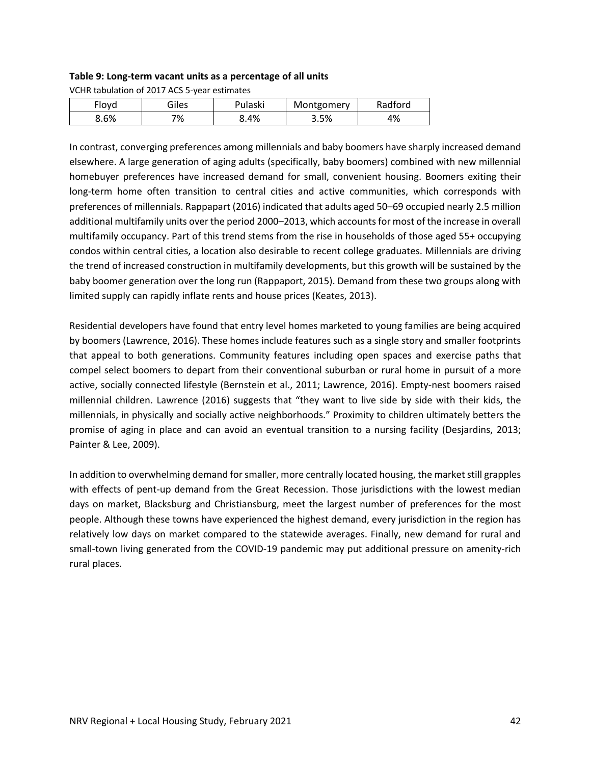**Table 9: Long-term vacant units as a percentage of all units**

VCHR tabulation of 2017 ACS 5-year estimates

| Floyd | Giles | Pulaski | Montgomery | Radford |
|---|---|---|---|---|
| 8.6% | 7% | 8.4% | 3.5% | 4% |

In contrast, converging preferences among millennials and baby boomers have sharply increased demand elsewhere. A large generation of aging adults (specifically, baby boomers) combined with new millennial homebuyer preferences have increased demand for small, convenient housing. Boomers exiting their long-term home often transition to central cities and active communities, which corresponds with preferences of millennials. Rappapart (2016) indicated that adults aged 50–69 occupied nearly 2.5 million additional multifamily units over the period 2000–2013, which accounts for most of the increase in overall multifamily occupancy. Part of this trend stems from the rise in households of those aged 55+ occupying condos within central cities, a location also desirable to recent college graduates. Millennials are driving the trend of increased construction in multifamily developments, but this growth will be sustained by the baby boomer generation over the long run (Rappaport, 2015). Demand from these two groups along with limited supply can rapidly inflate rents and house prices (Keates, 2013).

Residential developers have found that entry level homes marketed to young families are being acquired by boomers (Lawrence, 2016). These homes include features such as a single story and smaller footprints that appeal to both generations. Community features including open spaces and exercise paths that compel select boomers to depart from their conventional suburban or rural home in pursuit of a more active, socially connected lifestyle (Bernstein et al., 2011; Lawrence, 2016). Empty-nest boomers raised millennial children. Lawrence (2016) suggests that "they want to live side by side with their kids, the millennials, in physically and socially active neighborhoods." Proximity to children ultimately betters the promise of aging in place and can avoid an eventual transition to a nursing facility (Desjardins, 2013; Painter & Lee, 2009).

In addition to overwhelming demand for smaller, more centrally located housing, the market still grapples with effects of pent-up demand from the Great Recession. Those jurisdictions with the lowest median days on market, Blacksburg and Christiansburg, meet the largest number of preferences for the most people. Although these towns have experienced the highest demand, every jurisdiction in the region has relatively low days on market compared to the statewide averages. Finally, new demand for rural and small-town living generated from the COVID-19 pandemic may put additional pressure on amenity-rich rural places.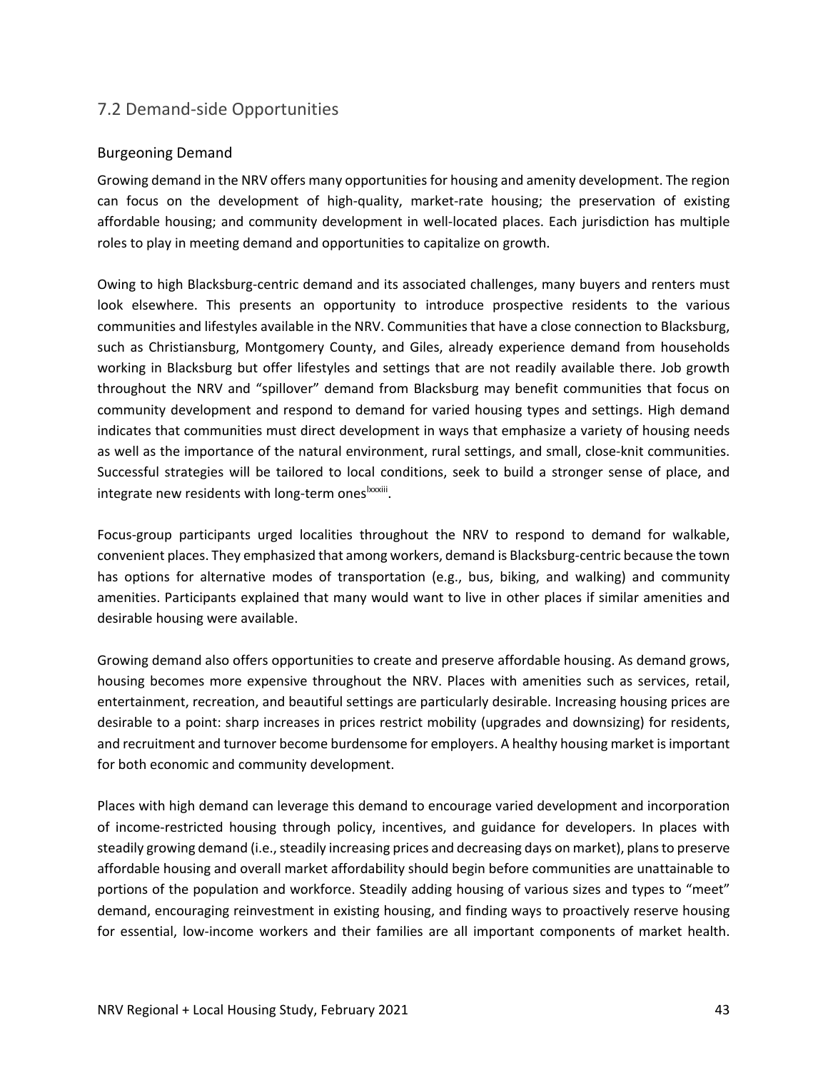## 7.2 Demand-side Opportunities

### Burgeoning Demand

Growing demand in the NRV offers many opportunities for housing and amenity development. The region can focus on the development of high-quality, market-rate housing; the preservation of existing affordable housing; and community development in well-located places. Each jurisdiction has multiple roles to play in meeting demand and opportunities to capitalize on growth.

Owing to high Blacksburg-centric demand and its associated challenges, many buyers and renters must look elsewhere. This presents an opportunity to introduce prospective residents to the various communities and lifestyles available in the NRV. Communities that have a close connection to Blacksburg, such as Christiansburg, Montgomery County, and Giles, already experience demand from households working in Blacksburg but offer lifestyles and settings that are not readily available there. Job growth throughout the NRV and "spillover" demand from Blacksburg may benefit communities that focus on community development and respond to demand for varied housing types and settings. High demand indicates that communities must direct development in ways that emphasize a variety of housing needs as well as the importance of the natural environment, rural settings, and small, close-knit communities. Successful strategies will be tailored to local conditions, seek to build a stronger sense of place, and integrate new residents with long-term ones[lxxxiii].

Focus-group participants urged localities throughout the NRV to respond to demand for walkable, convenient places. They emphasized that among workers, demand is Blacksburg-centric because the town has options for alternative modes of transportation (e.g., bus, biking, and walking) and community amenities. Participants explained that many would want to live in other places if similar amenities and desirable housing were available.

Growing demand also offers opportunities to create and preserve affordable housing. As demand grows, housing becomes more expensive throughout the NRV. Places with amenities such as services, retail, entertainment, recreation, and beautiful settings are particularly desirable. Increasing housing prices are desirable to a point: sharp increases in prices restrict mobility (upgrades and downsizing) for residents, and recruitment and turnover become burdensome for employers. A healthy housing market is important for both economic and community development.

Places with high demand can leverage this demand to encourage varied development and incorporation of income-restricted housing through policy, incentives, and guidance for developers. In places with steadily growing demand (i.e., steadily increasing prices and decreasing days on market), plans to preserve affordable housing and overall market affordability should begin before communities are unattainable to portions of the population and workforce. Steadily adding housing of various sizes and types to "meet" demand, encouraging reinvestment in existing housing, and finding ways to proactively reserve housing for essential, low-income workers and their families are all important components of market health.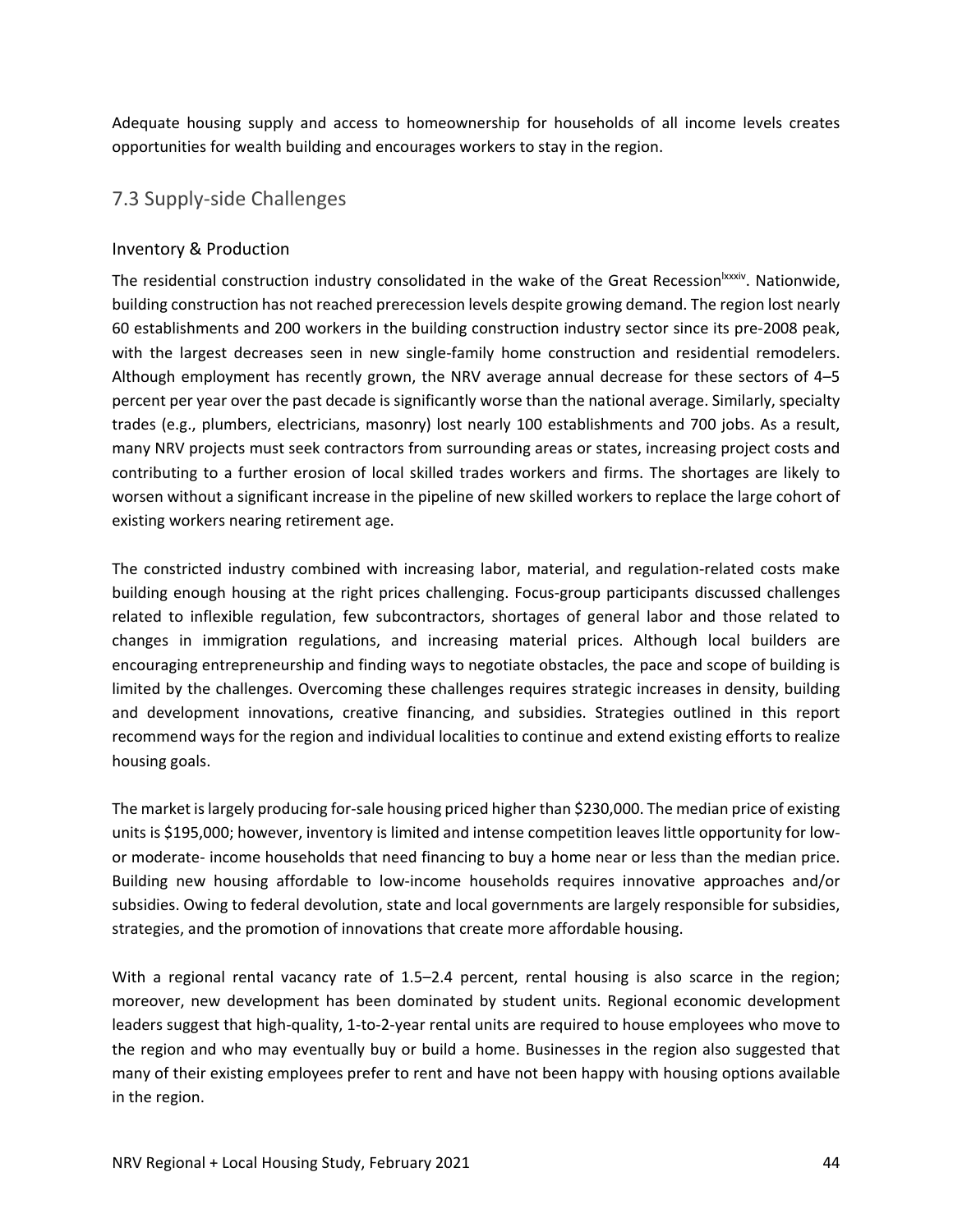Adequate housing supply and access to homeownership for households of all income levels creates opportunities for wealth building and encourages workers to stay in the region.

## 7.3 Supply-side Challenges

### Inventory & Production

The residential construction industry consolidated in the wake of the Great Recession[lxxxiv]. Nationwide, building construction has not reached prerecession levels despite growing demand. The region lost nearly 60 establishments and 200 workers in the building construction industry sector since its pre-2008 peak, with the largest decreases seen in new single-family home construction and residential remodelers. Although employment has recently grown, the NRV average annual decrease for these sectors of 4–5 percent per year over the past decade is significantly worse than the national average. Similarly, specialty trades (e.g., plumbers, electricians, masonry) lost nearly 100 establishments and 700 jobs. As a result, many NRV projects must seek contractors from surrounding areas or states, increasing project costs and contributing to a further erosion of local skilled trades workers and firms. The shortages are likely to worsen without a significant increase in the pipeline of new skilled workers to replace the large cohort of existing workers nearing retirement age.

The constricted industry combined with increasing labor, material, and regulation-related costs make building enough housing at the right prices challenging. Focus-group participants discussed challenges related to inflexible regulation, few subcontractors, shortages of general labor and those related to changes in immigration regulations, and increasing material prices. Although local builders are encouraging entrepreneurship and finding ways to negotiate obstacles, the pace and scope of building is limited by the challenges. Overcoming these challenges requires strategic increases in density, building and development innovations, creative financing, and subsidies. Strategies outlined in this report recommend ways for the region and individual localities to continue and extend existing efforts to realize housing goals.

The market is largely producing for-sale housing priced higher than $230,000. The median price of existing units is $195,000; however, inventory is limited and intense competition leaves little opportunity for low- or moderate- income households that need financing to buy a home near or less than the median price. Building new housing affordable to low-income households requires innovative approaches and/or subsidies. Owing to federal devolution, state and local governments are largely responsible for subsidies, strategies, and the promotion of innovations that create more affordable housing.

With a regional rental vacancy rate of 1.5–2.4 percent, rental housing is also scarce in the region; moreover, new development has been dominated by student units. Regional economic development leaders suggest that high-quality, 1-to-2-year rental units are required to house employees who move to the region and who may eventually buy or build a home. Businesses in the region also suggested that many of their existing employees prefer to rent and have not been happy with housing options available in the region.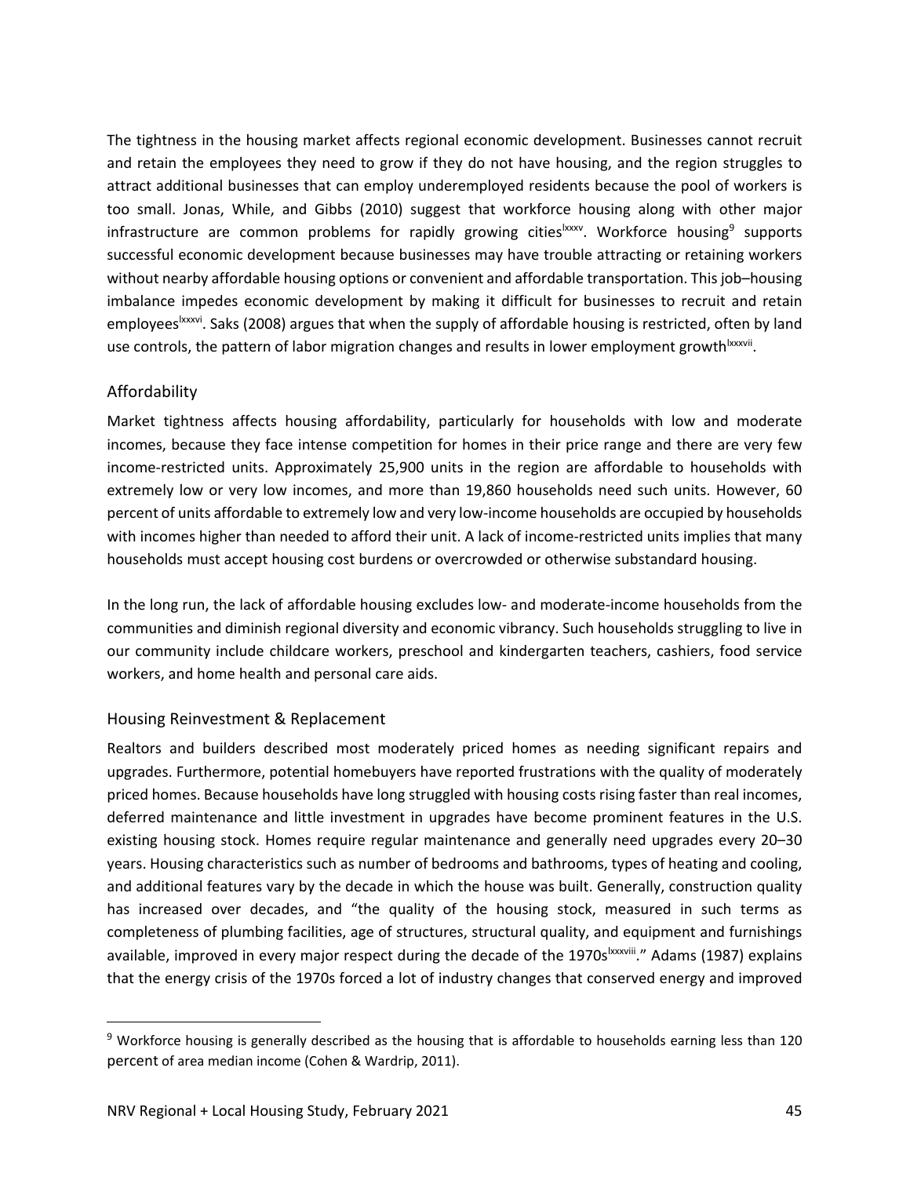The tightness in the housing market affects regional economic development. Businesses cannot recruit and retain the employees they need to grow if they do not have housing, and the region struggles to attract additional businesses that can employ underemployed residents because the pool of workers is too small. Jonas, While, and Gibbs (2010) suggest that workforce housing along with other major infrastructure are common problems for rapidly growing cities[lxxxv]. Workforce housing[9] supports successful economic development because businesses may have trouble attracting or retaining workers without nearby affordable housing options or convenient and affordable transportation. This job–housing imbalance impedes economic development by making it difficult for businesses to recruit and retain employees[lxxxvi]. Saks (2008) argues that when the supply of affordable housing is restricted, often by land use controls, the pattern of labor migration changes and results in lower employment growth[lxxxvii].

## Affordability

Market tightness affects housing affordability, particularly for households with low and moderate incomes, because they face intense competition for homes in their price range and there are very few income-restricted units. Approximately 25,900 units in the region are affordable to households with extremely low or very low incomes, and more than 19,860 households need such units. However, 60 percent of units affordable to extremely low and very low-income households are occupied by households with incomes higher than needed to afford their unit. A lack of income-restricted units implies that many households must accept housing cost burdens or overcrowded or otherwise substandard housing.

In the long run, the lack of affordable housing excludes low- and moderate-income households from the communities and diminish regional diversity and economic vibrancy. Such households struggling to live in our community include childcare workers, preschool and kindergarten teachers, cashiers, food service workers, and home health and personal care aids.

## Housing Reinvestment & Replacement

Realtors and builders described most moderately priced homes as needing significant repairs and upgrades. Furthermore, potential homebuyers have reported frustrations with the quality of moderately priced homes. Because households have long struggled with housing costs rising faster than real incomes, deferred maintenance and little investment in upgrades have become prominent features in the U.S. existing housing stock. Homes require regular maintenance and generally need upgrades every 20–30 years. Housing characteristics such as number of bedrooms and bathrooms, types of heating and cooling, and additional features vary by the decade in which the house was built. Generally, construction quality has increased over decades, and "the quality of the housing stock, measured in such terms as completeness of plumbing facilities, age of structures, structural quality, and equipment and furnishings available, improved in every major respect during the decade of the 1970s[lxxxviii]." Adams (1987) explains that the energy crisis of the 1970s forced a lot of industry changes that conserved energy and improved

---

[9] Workforce housing is generally described as the housing that is affordable to households earning less than 120 percent of area median income (Cohen & Wardrip, 2011).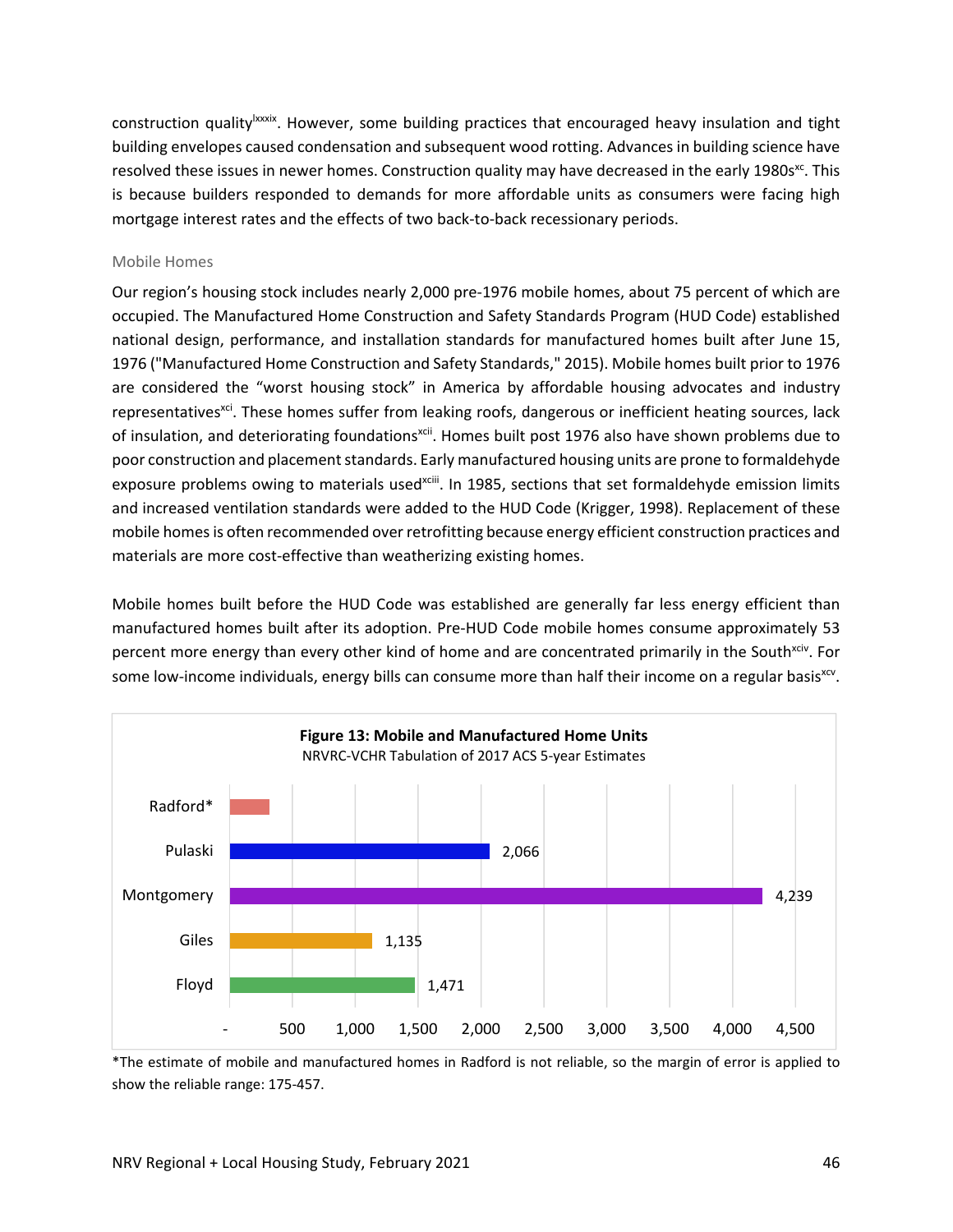construction quality[lxxxix]. However, some building practices that encouraged heavy insulation and tight building envelopes caused condensation and subsequent wood rotting. Advances in building science have resolved these issues in newer homes. Construction quality may have decreased in the early 1980s[xc]. This is because builders responded to demands for more affordable units as consumers were facing high mortgage interest rates and the effects of two back-to-back recessionary periods.

### Mobile Homes

Our region's housing stock includes nearly 2,000 pre-1976 mobile homes, about 75 percent of which are occupied. The Manufactured Home Construction and Safety Standards Program (HUD Code) established national design, performance, and installation standards for manufactured homes built after June 15, 1976 ("Manufactured Home Construction and Safety Standards," 2015). Mobile homes built prior to 1976 are considered the "worst housing stock" in America by affordable housing advocates and industry representatives[xci]. These homes suffer from leaking roofs, dangerous or inefficient heating sources, lack of insulation, and deteriorating foundations[xcii]. Homes built post 1976 also have shown problems due to poor construction and placement standards. Early manufactured housing units are prone to formaldehyde exposure problems owing to materials used[xciii]. In 1985, sections that set formaldehyde emission limits and increased ventilation standards were added to the HUD Code (Krigger, 1998). Replacement of these mobile homes is often recommended over retrofitting because energy efficient construction practices and materials are more cost-effective than weatherizing existing homes.

Mobile homes built before the HUD Code was established are generally far less energy efficient than manufactured homes built after its adoption. Pre-HUD Code mobile homes consume approximately 53 percent more energy than every other kind of home and are concentrated primarily in the South[xciv]. For some low-income individuals, energy bills can consume more than half their income on a regular basis[xcv].

**Figure 13: Mobile and Manufactured Home Units**
NRVRC-VCHR Tabulation of 2017 ACS 5-year Estimates

| Locality | Units |
|---|---|
| Radford* | |
| Pulaski | 2,066 |
| Montgomery | 4,239 |
| Giles | 1,135 |
| Floyd | 1,471 |

*The estimate of mobile and manufactured homes in Radford is not reliable, so the margin of error is applied to show the reliable range: 175-457.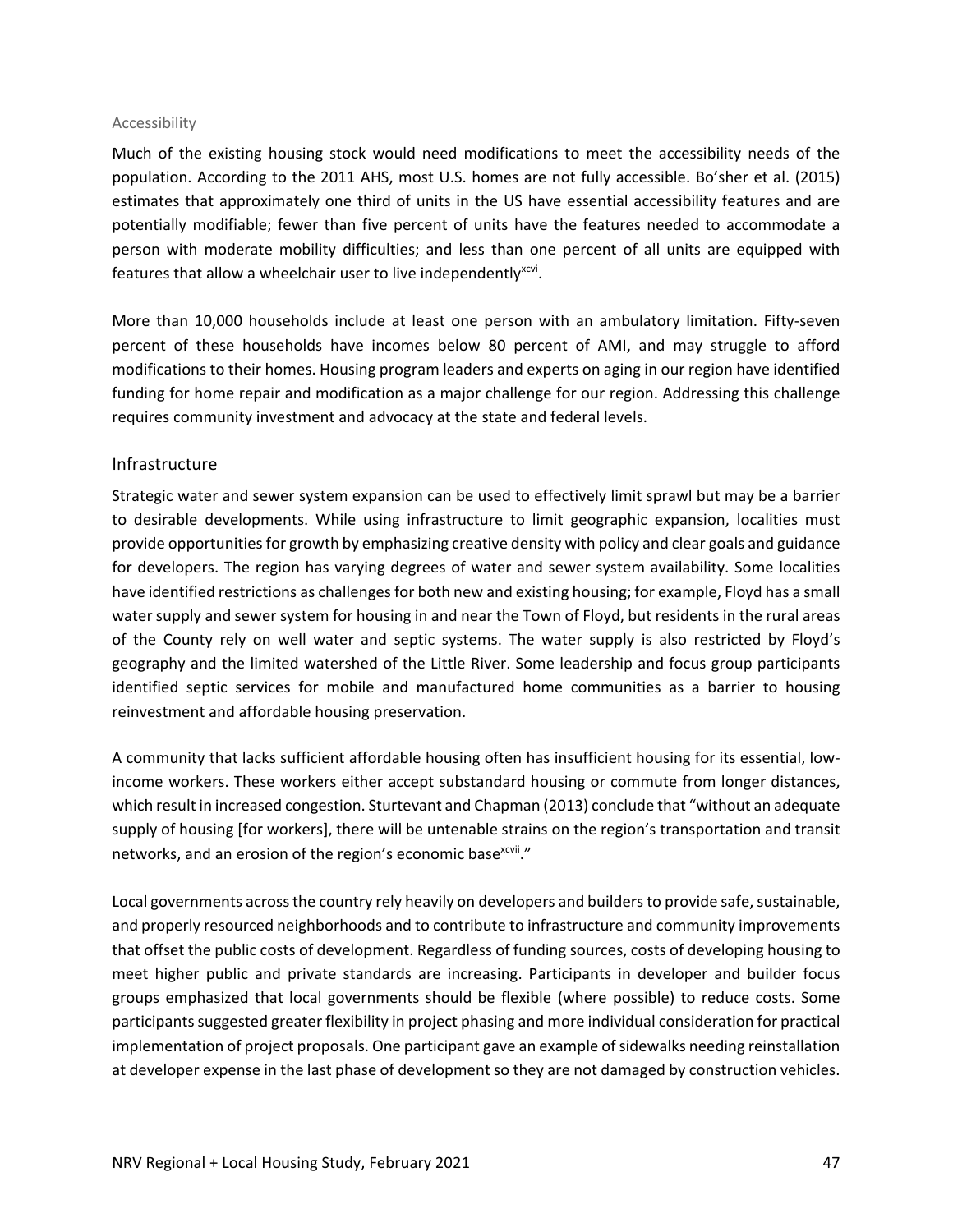#### Accessibility

Much of the existing housing stock would need modifications to meet the accessibility needs of the population. According to the 2011 AHS, most U.S. homes are not fully accessible. Bo'sher et al. (2015) estimates that approximately one third of units in the US have essential accessibility features and are potentially modifiable; fewer than five percent of units have the features needed to accommodate a person with moderate mobility difficulties; and less than one percent of all units are equipped with features that allow a wheelchair user to live independently[xcvi].

More than 10,000 households include at least one person with an ambulatory limitation. Fifty-seven percent of these households have incomes below 80 percent of AMI, and may struggle to afford modifications to their homes. Housing program leaders and experts on aging in our region have identified funding for home repair and modification as a major challenge for our region. Addressing this challenge requires community investment and advocacy at the state and federal levels.

### Infrastructure

Strategic water and sewer system expansion can be used to effectively limit sprawl but may be a barrier to desirable developments. While using infrastructure to limit geographic expansion, localities must provide opportunities for growth by emphasizing creative density with policy and clear goals and guidance for developers. The region has varying degrees of water and sewer system availability. Some localities have identified restrictions as challenges for both new and existing housing; for example, Floyd has a small water supply and sewer system for housing in and near the Town of Floyd, but residents in the rural areas of the County rely on well water and septic systems. The water supply is also restricted by Floyd's geography and the limited watershed of the Little River. Some leadership and focus group participants identified septic services for mobile and manufactured home communities as a barrier to housing reinvestment and affordable housing preservation.

A community that lacks sufficient affordable housing often has insufficient housing for its essential, low-income workers. These workers either accept substandard housing or commute from longer distances, which result in increased congestion. Sturtevant and Chapman (2013) conclude that "without an adequate supply of housing [for workers], there will be untenable strains on the region's transportation and transit networks, and an erosion of the region's economic base[xcvii]."

Local governments across the country rely heavily on developers and builders to provide safe, sustainable, and properly resourced neighborhoods and to contribute to infrastructure and community improvements that offset the public costs of development. Regardless of funding sources, costs of developing housing to meet higher public and private standards are increasing. Participants in developer and builder focus groups emphasized that local governments should be flexible (where possible) to reduce costs. Some participants suggested greater flexibility in project phasing and more individual consideration for practical implementation of project proposals. One participant gave an example of sidewalks needing reinstallation at developer expense in the last phase of development so they are not damaged by construction vehicles.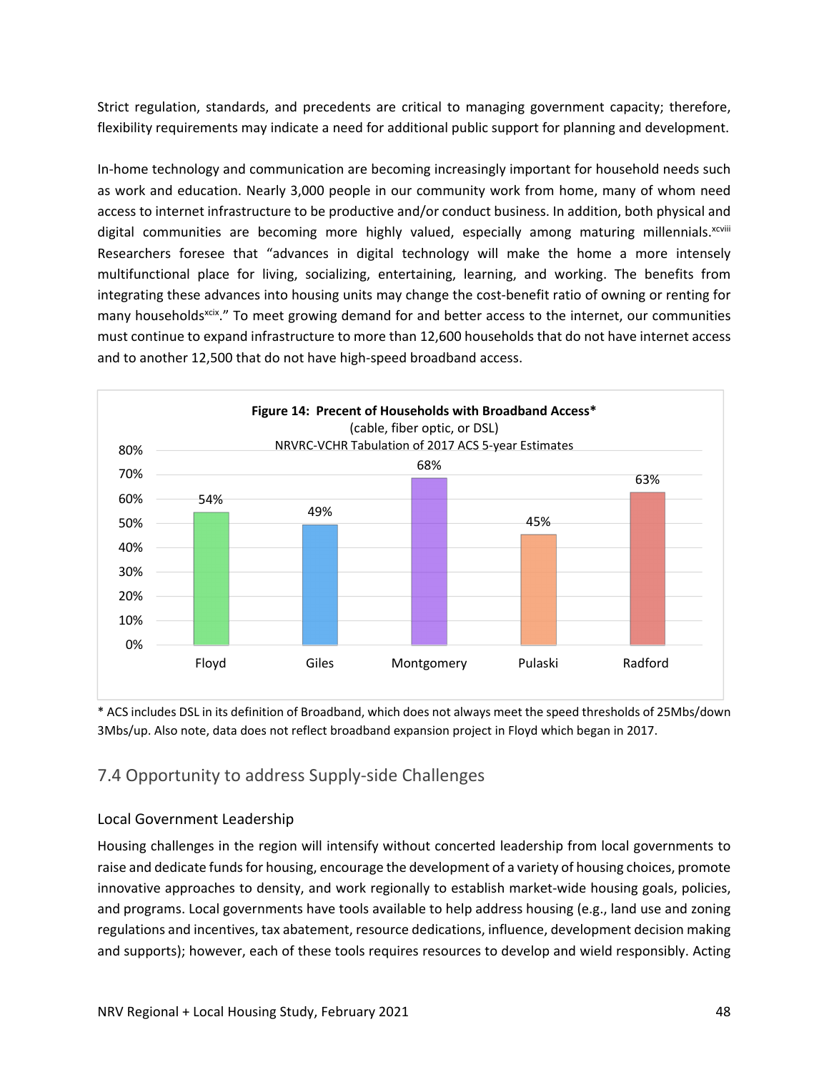Strict regulation, standards, and precedents are critical to managing government capacity; therefore, flexibility requirements may indicate a need for additional public support for planning and development.

In-home technology and communication are becoming increasingly important for household needs such as work and education. Nearly 3,000 people in our community work from home, many of whom need access to internet infrastructure to be productive and/or conduct business. In addition, both physical and digital communities are becoming more highly valued, especially among maturing millennials.[xcviii] Researchers foresee that "advances in digital technology will make the home a more intensely multifunctional place for living, socializing, entertaining, learning, and working. The benefits from integrating these advances into housing units may change the cost-benefit ratio of owning or renting for many households[xcix]." To meet growing demand for and better access to the internet, our communities must continue to expand infrastructure to more than 12,600 households that do not have internet access and to another 12,500 that do not have high-speed broadband access.

**Figure 14: Precent of Households with Broadband Access***
(cable, fiber optic, or DSL)
NRVRC-VCHR Tabulation of 2017 ACS 5-year Estimates

| Locality | Percent |
|---|---|
| Floyd | 54% |
| Giles | 49% |
| Montgomery | 68% |
| Pulaski | 45% |
| Radford | 63% |

* ACS includes DSL in its definition of Broadband, which does not always meet the speed thresholds of 25Mbs/down 3Mbs/up. Also note, data does not reflect broadband expansion project in Floyd which began in 2017.

## 7.4 Opportunity to address Supply-side Challenges

### Local Government Leadership

Housing challenges in the region will intensify without concerted leadership from local governments to raise and dedicate funds for housing, encourage the development of a variety of housing choices, promote innovative approaches to density, and work regionally to establish market-wide housing goals, policies, and programs. Local governments have tools available to help address housing (e.g., land use and zoning regulations and incentives, tax abatement, resource dedications, influence, development decision making and supports); however, each of these tools requires resources to develop and wield responsibly. Acting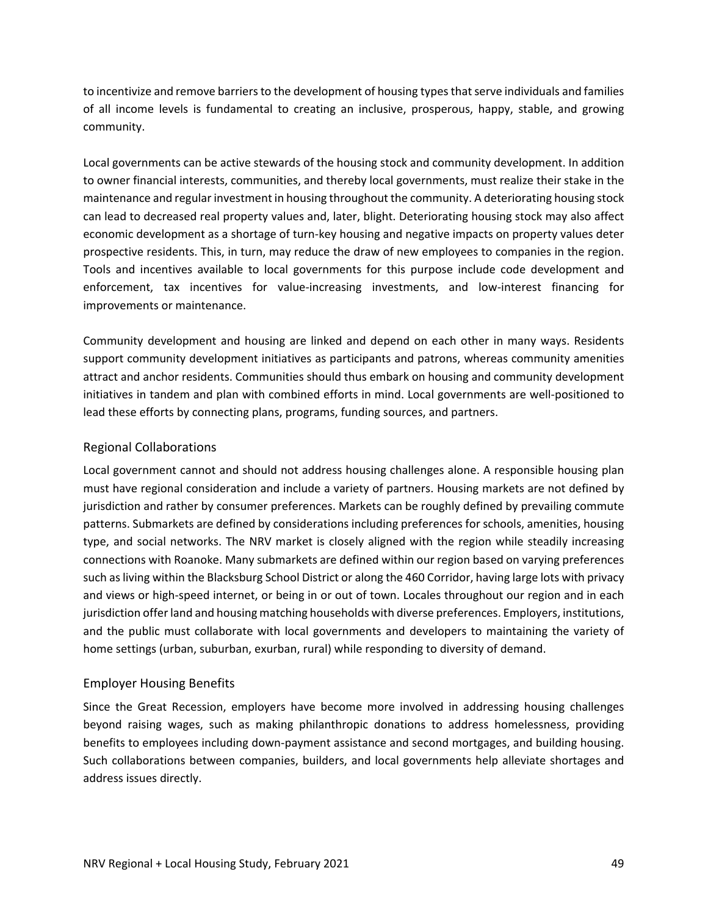to incentivize and remove barriers to the development of housing types that serve individuals and families of all income levels is fundamental to creating an inclusive, prosperous, happy, stable, and growing community.

Local governments can be active stewards of the housing stock and community development. In addition to owner financial interests, communities, and thereby local governments, must realize their stake in the maintenance and regular investment in housing throughout the community. A deteriorating housing stock can lead to decreased real property values and, later, blight. Deteriorating housing stock may also affect economic development as a shortage of turn-key housing and negative impacts on property values deter prospective residents. This, in turn, may reduce the draw of new employees to companies in the region. Tools and incentives available to local governments for this purpose include code development and enforcement, tax incentives for value-increasing investments, and low-interest financing for improvements or maintenance.

Community development and housing are linked and depend on each other in many ways. Residents support community development initiatives as participants and patrons, whereas community amenities attract and anchor residents. Communities should thus embark on housing and community development initiatives in tandem and plan with combined efforts in mind. Local governments are well-positioned to lead these efforts by connecting plans, programs, funding sources, and partners.

## Regional Collaborations

Local government cannot and should not address housing challenges alone. A responsible housing plan must have regional consideration and include a variety of partners. Housing markets are not defined by jurisdiction and rather by consumer preferences. Markets can be roughly defined by prevailing commute patterns. Submarkets are defined by considerations including preferences for schools, amenities, housing type, and social networks. The NRV market is closely aligned with the region while steadily increasing connections with Roanoke. Many submarkets are defined within our region based on varying preferences such as living within the Blacksburg School District or along the 460 Corridor, having large lots with privacy and views or high-speed internet, or being in or out of town. Locales throughout our region and in each jurisdiction offer land and housing matching households with diverse preferences. Employers, institutions, and the public must collaborate with local governments and developers to maintaining the variety of home settings (urban, suburban, exurban, rural) while responding to diversity of demand.

## Employer Housing Benefits

Since the Great Recession, employers have become more involved in addressing housing challenges beyond raising wages, such as making philanthropic donations to address homelessness, providing benefits to employees including down-payment assistance and second mortgages, and building housing. Such collaborations between companies, builders, and local governments help alleviate shortages and address issues directly.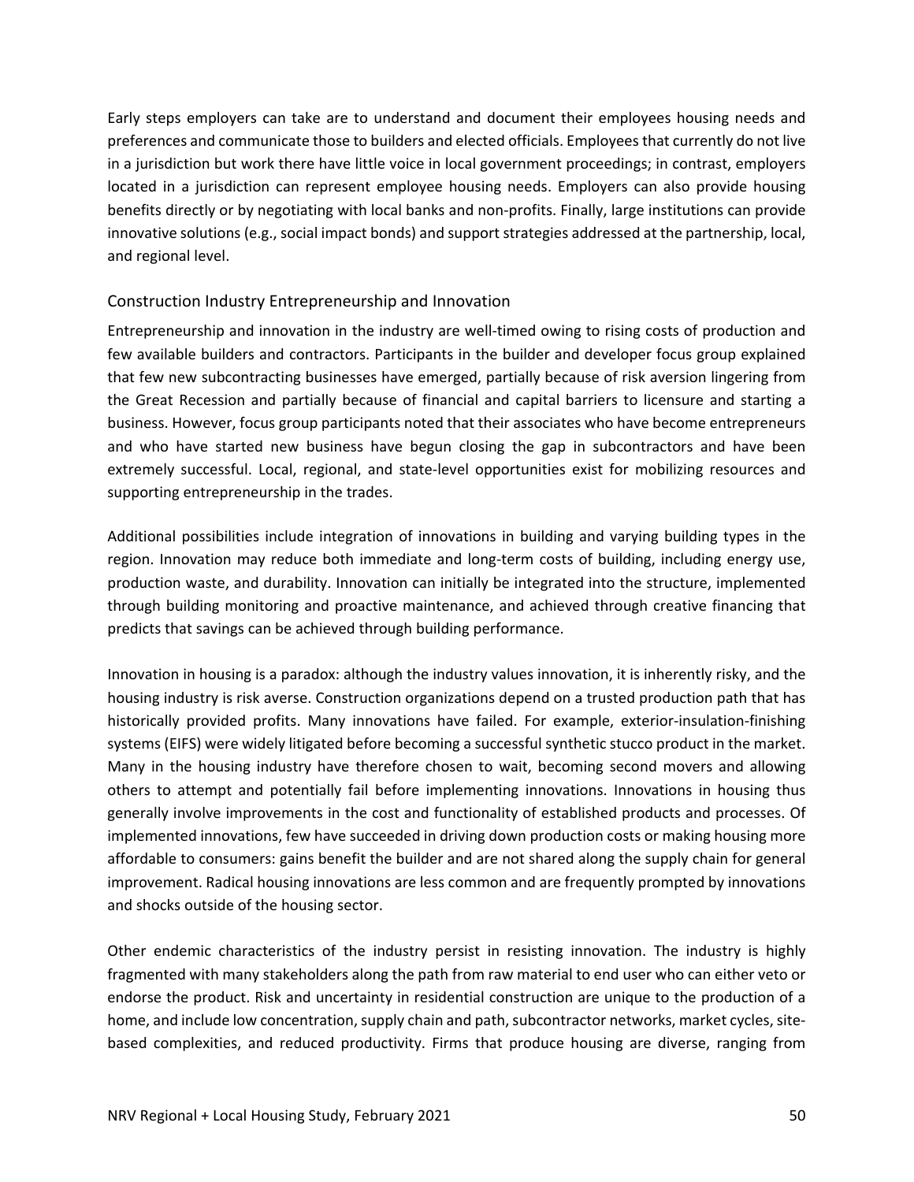Early steps employers can take are to understand and document their employees housing needs and preferences and communicate those to builders and elected officials. Employees that currently do not live in a jurisdiction but work there have little voice in local government proceedings; in contrast, employers located in a jurisdiction can represent employee housing needs. Employers can also provide housing benefits directly or by negotiating with local banks and non-profits. Finally, large institutions can provide innovative solutions (e.g., social impact bonds) and support strategies addressed at the partnership, local, and regional level.

### Construction Industry Entrepreneurship and Innovation

Entrepreneurship and innovation in the industry are well-timed owing to rising costs of production and few available builders and contractors. Participants in the builder and developer focus group explained that few new subcontracting businesses have emerged, partially because of risk aversion lingering from the Great Recession and partially because of financial and capital barriers to licensure and starting a business. However, focus group participants noted that their associates who have become entrepreneurs and who have started new business have begun closing the gap in subcontractors and have been extremely successful. Local, regional, and state-level opportunities exist for mobilizing resources and supporting entrepreneurship in the trades.

Additional possibilities include integration of innovations in building and varying building types in the region. Innovation may reduce both immediate and long-term costs of building, including energy use, production waste, and durability. Innovation can initially be integrated into the structure, implemented through building monitoring and proactive maintenance, and achieved through creative financing that predicts that savings can be achieved through building performance.

Innovation in housing is a paradox: although the industry values innovation, it is inherently risky, and the housing industry is risk averse. Construction organizations depend on a trusted production path that has historically provided profits. Many innovations have failed. For example, exterior-insulation-finishing systems (EIFS) were widely litigated before becoming a successful synthetic stucco product in the market. Many in the housing industry have therefore chosen to wait, becoming second movers and allowing others to attempt and potentially fail before implementing innovations. Innovations in housing thus generally involve improvements in the cost and functionality of established products and processes. Of implemented innovations, few have succeeded in driving down production costs or making housing more affordable to consumers: gains benefit the builder and are not shared along the supply chain for general improvement. Radical housing innovations are less common and are frequently prompted by innovations and shocks outside of the housing sector.

Other endemic characteristics of the industry persist in resisting innovation. The industry is highly fragmented with many stakeholders along the path from raw material to end user who can either veto or endorse the product. Risk and uncertainty in residential construction are unique to the production of a home, and include low concentration, supply chain and path, subcontractor networks, market cycles, site-based complexities, and reduced productivity. Firms that produce housing are diverse, ranging from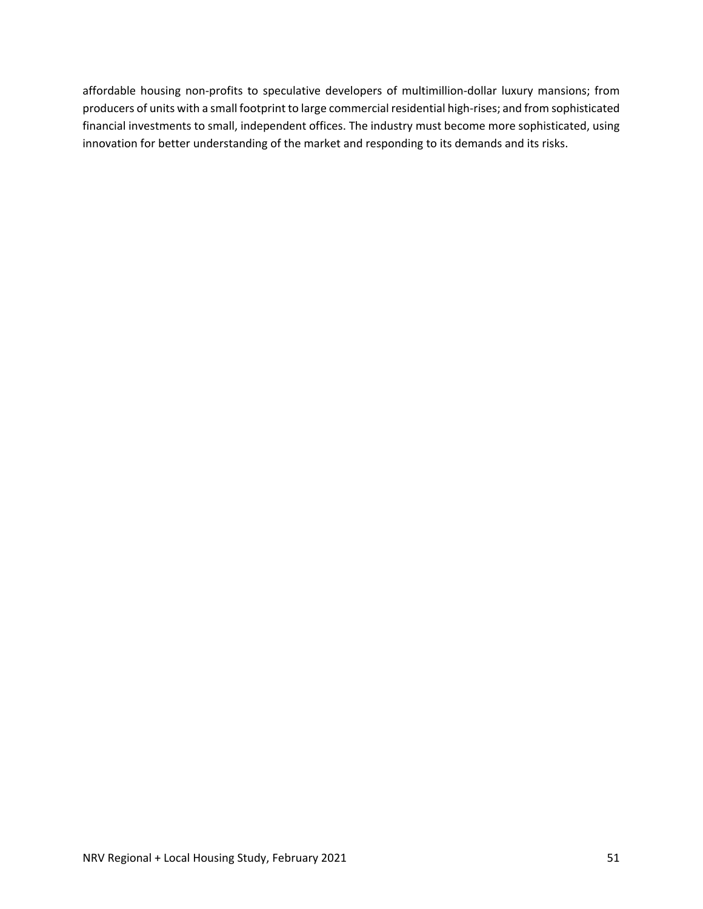affordable housing non-profits to speculative developers of multimillion-dollar luxury mansions; from producers of units with a small footprint to large commercial residential high-rises; and from sophisticated financial investments to small, independent offices. The industry must become more sophisticated, using innovation for better understanding of the market and responding to its demands and its risks.